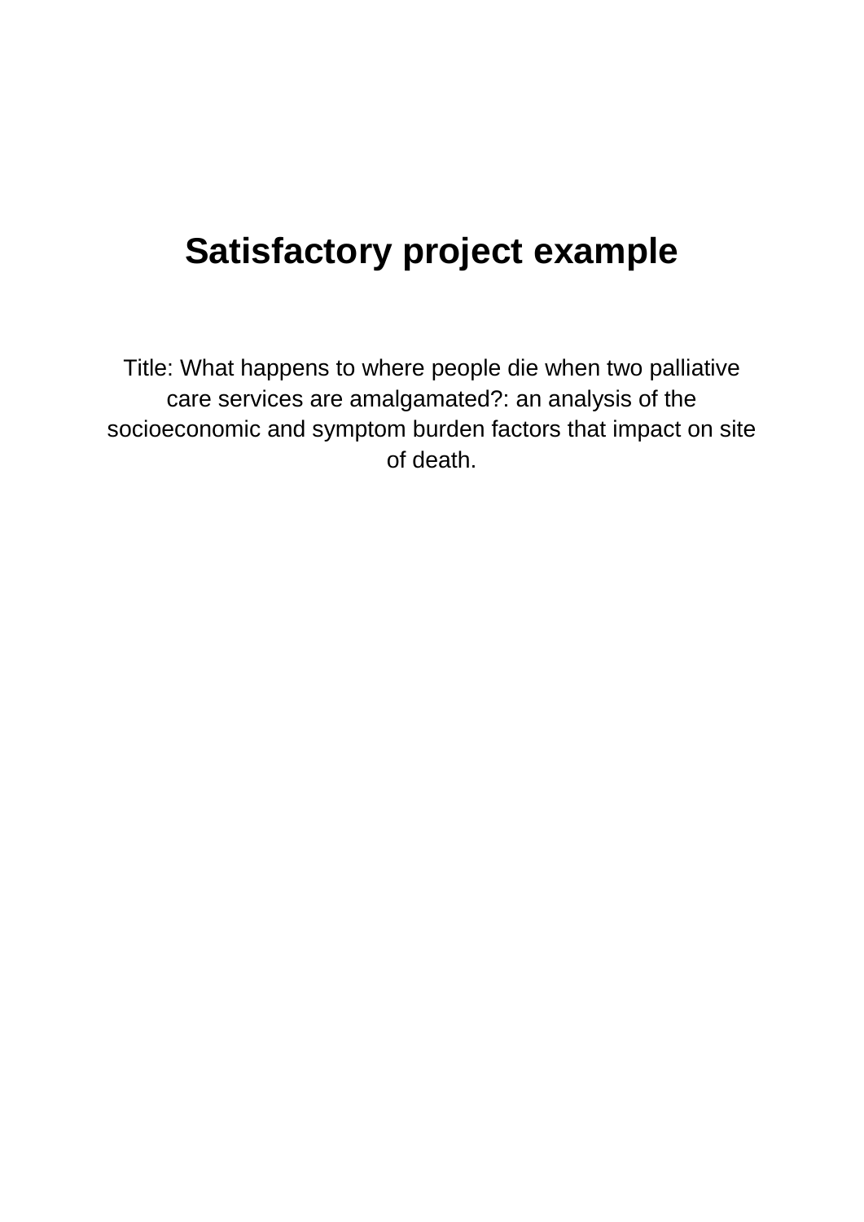# Satisfactory project example

Title: What happens to where people die when two palliative care services are amalgamated?: an analysis of the socioeconomic and symptom burden factors that impact on site of death.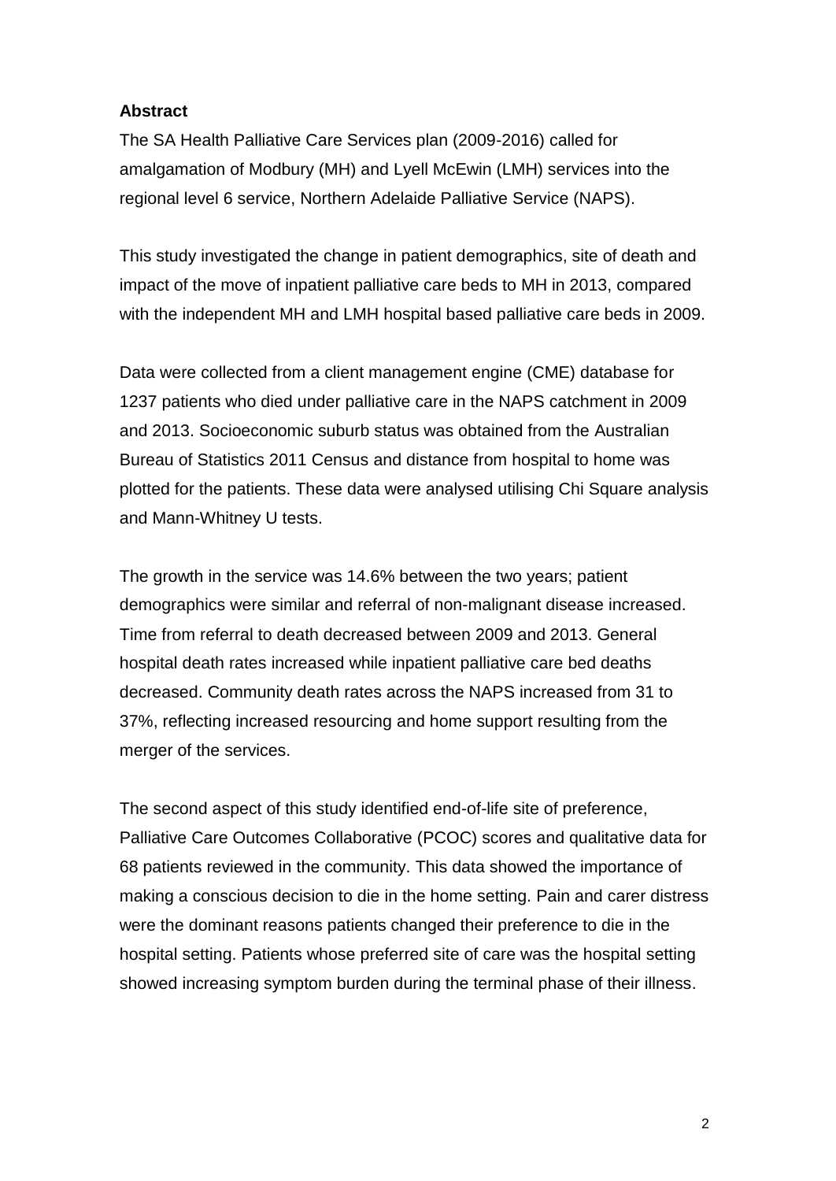**Abstract**

The SA Health Palliative Care Services plan (2009-2016) called for amalgamation of Modbury (MH) and Lyell McEwin (LMH) services into the regional level 6 service, Northern Adelaide Palliative Service (NAPS).

This study investigated the change in patient demographics, site of death and impact of the move of inpatient palliative care beds to MH in 2013, compared with the independent MH and LMH hospital based palliative care beds in 2009.

Data were collected from a client management engine (CME) database for 1237 patients who died under palliative care in the NAPS catchment in 2009 and 2013. Socioeconomic suburb status was obtained from the Australian Bureau of Statistics 2011 Census and distance from hospital to home was plotted for the patients. These data were analysed utilising Chi Square analysis and Mann-Whitney U tests.

The growth in the service was 14.6% between the two years; patient demographics were similar and referral of non-malignant disease increased. Time from referral to death decreased between 2009 and 2013. General hospital death rates increased while inpatient palliative care bed deaths decreased. Community death rates across the NAPS increased from 31 to 37%, reflecting increased resourcing and home support resulting from the merger of the services.

The second aspect of this study identified end-of-life site of preference, Palliative Care Outcomes Collaborative (PCOC) scores and qualitative data for 68 patients reviewed in the community. This data showed the importance of making a conscious decision to die in the home setting. Pain and carer distress were the dominant reasons patients changed their preference to die in the hospital setting. Patients whose preferred site of care was the hospital setting showed increasing symptom burden during the terminal phase of their illness.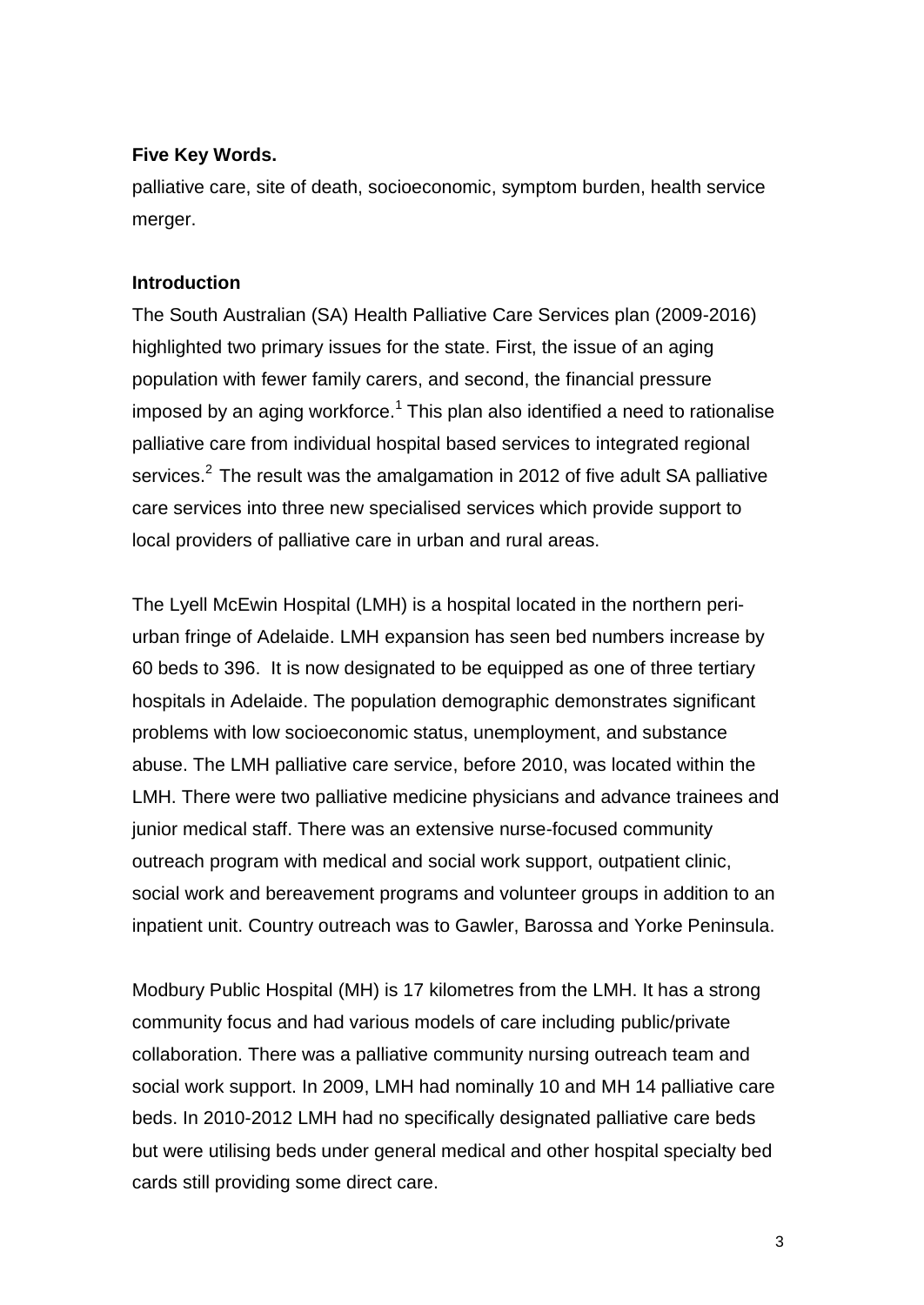**Five Key Words.**

palliative care, site of death, socioeconomic, symptom burden, health service merger.

**Introduction**

The South Australian (SA) Health Palliative Care Services plan (2009-2016) highlighted two primary issues for the state. First, the issue of an aging population with fewer family carers, and second, the financial pressure imposed by an aging workforce.[1] This plan also identified a need to rationalise palliative care from individual hospital based services to integrated regional services.[2] The result was the amalgamation in 2012 of five adult SA palliative care services into three new specialised services which provide support to local providers of palliative care in urban and rural areas.

The Lyell McEwin Hospital (LMH) is a hospital located in the northern peri-urban fringe of Adelaide. LMH expansion has seen bed numbers increase by 60 beds to 396. It is now designated to be equipped as one of three tertiary hospitals in Adelaide. The population demographic demonstrates significant problems with low socioeconomic status, unemployment, and substance abuse. The LMH palliative care service, before 2010, was located within the LMH. There were two palliative medicine physicians and advance trainees and junior medical staff. There was an extensive nurse-focused community outreach program with medical and social work support, outpatient clinic, social work and bereavement programs and volunteer groups in addition to an inpatient unit. Country outreach was to Gawler, Barossa and Yorke Peninsula.

Modbury Public Hospital (MH) is 17 kilometres from the LMH. It has a strong community focus and had various models of care including public/private collaboration. There was a palliative community nursing outreach team and social work support. In 2009, LMH had nominally 10 and MH 14 palliative care beds. In 2010-2012 LMH had no specifically designated palliative care beds but were utilising beds under general medical and other hospital specialty bed cards still providing some direct care.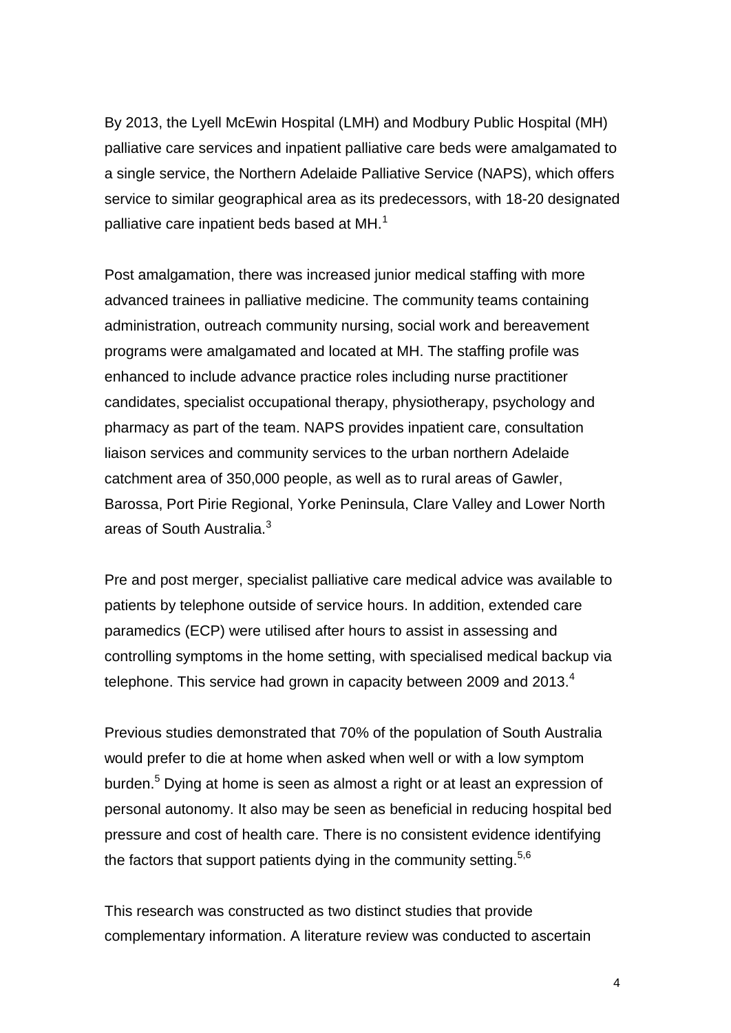By 2013, the Lyell McEwin Hospital (LMH) and Modbury Public Hospital (MH) palliative care services and inpatient palliative care beds were amalgamated to a single service, the Northern Adelaide Palliative Service (NAPS), which offers service to similar geographical area as its predecessors, with 18-20 designated palliative care inpatient beds based at MH.[1]

Post amalgamation, there was increased junior medical staffing with more advanced trainees in palliative medicine. The community teams containing administration, outreach community nursing, social work and bereavement programs were amalgamated and located at MH. The staffing profile was enhanced to include advance practice roles including nurse practitioner candidates, specialist occupational therapy, physiotherapy, psychology and pharmacy as part of the team. NAPS provides inpatient care, consultation liaison services and community services to the urban northern Adelaide catchment area of 350,000 people, as well as to rural areas of Gawler, Barossa, Port Pirie Regional, Yorke Peninsula, Clare Valley and Lower North areas of South Australia.[3]

Pre and post merger, specialist palliative care medical advice was available to patients by telephone outside of service hours. In addition, extended care paramedics (ECP) were utilised after hours to assist in assessing and controlling symptoms in the home setting, with specialised medical backup via telephone. This service had grown in capacity between 2009 and 2013.[4]

Previous studies demonstrated that 70% of the population of South Australia would prefer to die at home when asked when well or with a low symptom burden.[5] Dying at home is seen as almost a right or at least an expression of personal autonomy. It also may be seen as beneficial in reducing hospital bed pressure and cost of health care. There is no consistent evidence identifying the factors that support patients dying in the community setting.[5,6]

This research was constructed as two distinct studies that provide complementary information. A literature review was conducted to ascertain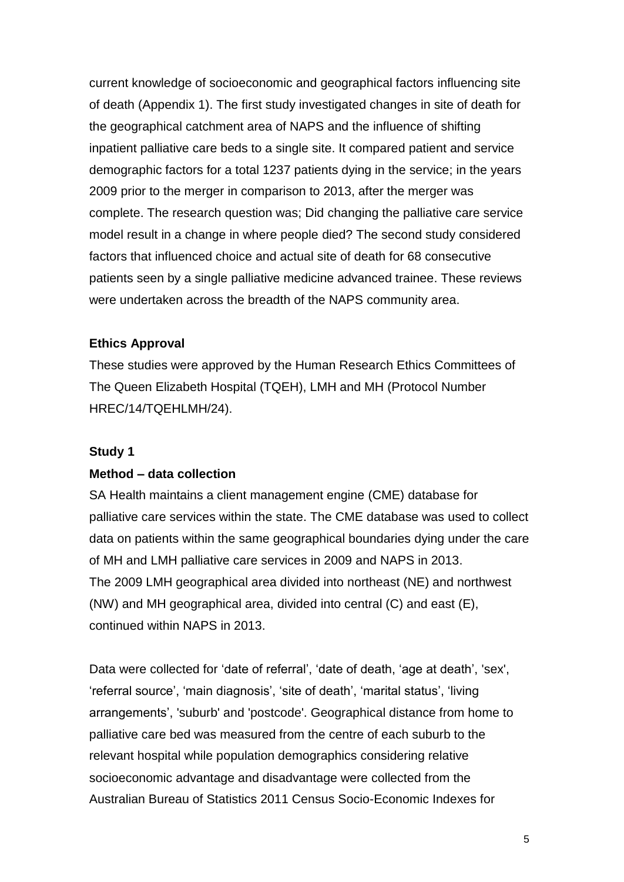current knowledge of socioeconomic and geographical factors influencing site of death (Appendix 1). The first study investigated changes in site of death for the geographical catchment area of NAPS and the influence of shifting inpatient palliative care beds to a single site. It compared patient and service demographic factors for a total 1237 patients dying in the service; in the years 2009 prior to the merger in comparison to 2013, after the merger was complete. The research question was; Did changing the palliative care service model result in a change in where people died? The second study considered factors that influenced choice and actual site of death for 68 consecutive patients seen by a single palliative medicine advanced trainee. These reviews were undertaken across the breadth of the NAPS community area.

**Ethics Approval**

These studies were approved by the Human Research Ethics Committees of The Queen Elizabeth Hospital (TQEH), LMH and MH (Protocol Number HREC/14/TQEHLMH/24).

**Study 1**

**Method – data collection**

SA Health maintains a client management engine (CME) database for palliative care services within the state. The CME database was used to collect data on patients within the same geographical boundaries dying under the care of MH and LMH palliative care services in 2009 and NAPS in 2013. The 2009 LMH geographical area divided into northeast (NE) and northwest (NW) and MH geographical area, divided into central (C) and east (E), continued within NAPS in 2013.

Data were collected for 'date of referral', 'date of death, 'age at death', 'sex', 'referral source', 'main diagnosis', 'site of death', 'marital status', 'living arrangements', 'suburb' and 'postcode'. Geographical distance from home to palliative care bed was measured from the centre of each suburb to the relevant hospital while population demographics considering relative socioeconomic advantage and disadvantage were collected from the Australian Bureau of Statistics 2011 Census Socio-Economic Indexes for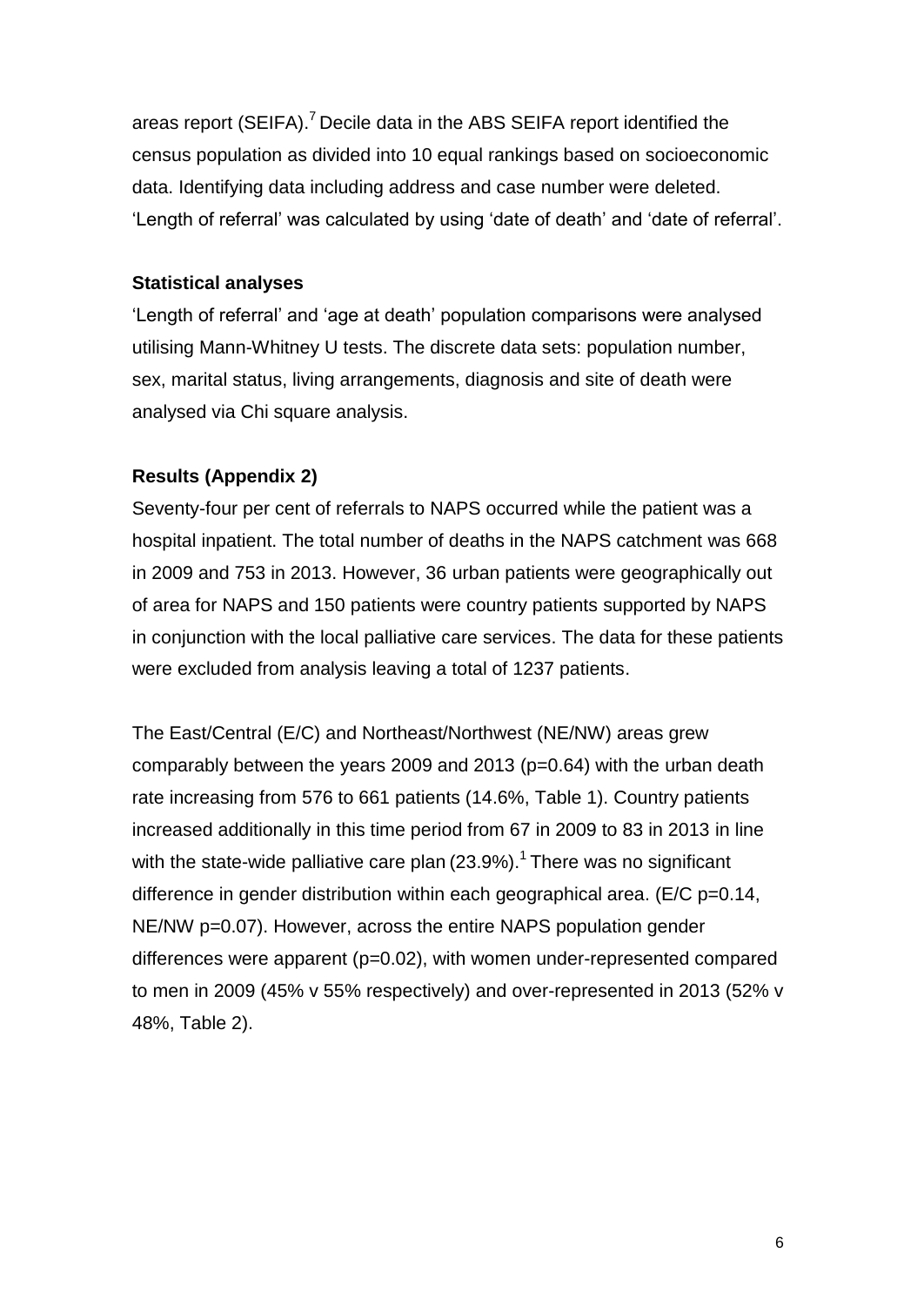areas report (SEIFA).[7] Decile data in the ABS SEIFA report identified the census population as divided into 10 equal rankings based on socioeconomic data. Identifying data including address and case number were deleted. 'Length of referral' was calculated by using 'date of death' and 'date of referral'.

**Statistical analyses**

'Length of referral' and 'age at death' population comparisons were analysed utilising Mann-Whitney U tests. The discrete data sets: population number, sex, marital status, living arrangements, diagnosis and site of death were analysed via Chi square analysis.

**Results (Appendix 2)**

Seventy-four per cent of referrals to NAPS occurred while the patient was a hospital inpatient. The total number of deaths in the NAPS catchment was 668 in 2009 and 753 in 2013. However, 36 urban patients were geographically out of area for NAPS and 150 patients were country patients supported by NAPS in conjunction with the local palliative care services. The data for these patients were excluded from analysis leaving a total of 1237 patients.

The East/Central (E/C) and Northeast/Northwest (NE/NW) areas grew comparably between the years 2009 and 2013 ($p=0.64$) with the urban death rate increasing from 576 to 661 patients (14.6%, Table 1). Country patients increased additionally in this time period from 67 in 2009 to 83 in 2013 in line with the state-wide palliative care plan (23.9%).[1] There was no significant difference in gender distribution within each geographical area. (E/C $p=0.14$, NE/NW $p=0.07$). However, across the entire NAPS population gender differences were apparent ($p=0.02$), with women under-represented compared to men in 2009 (45% v 55% respectively) and over-represented in 2013 (52% v 48%, Table 2).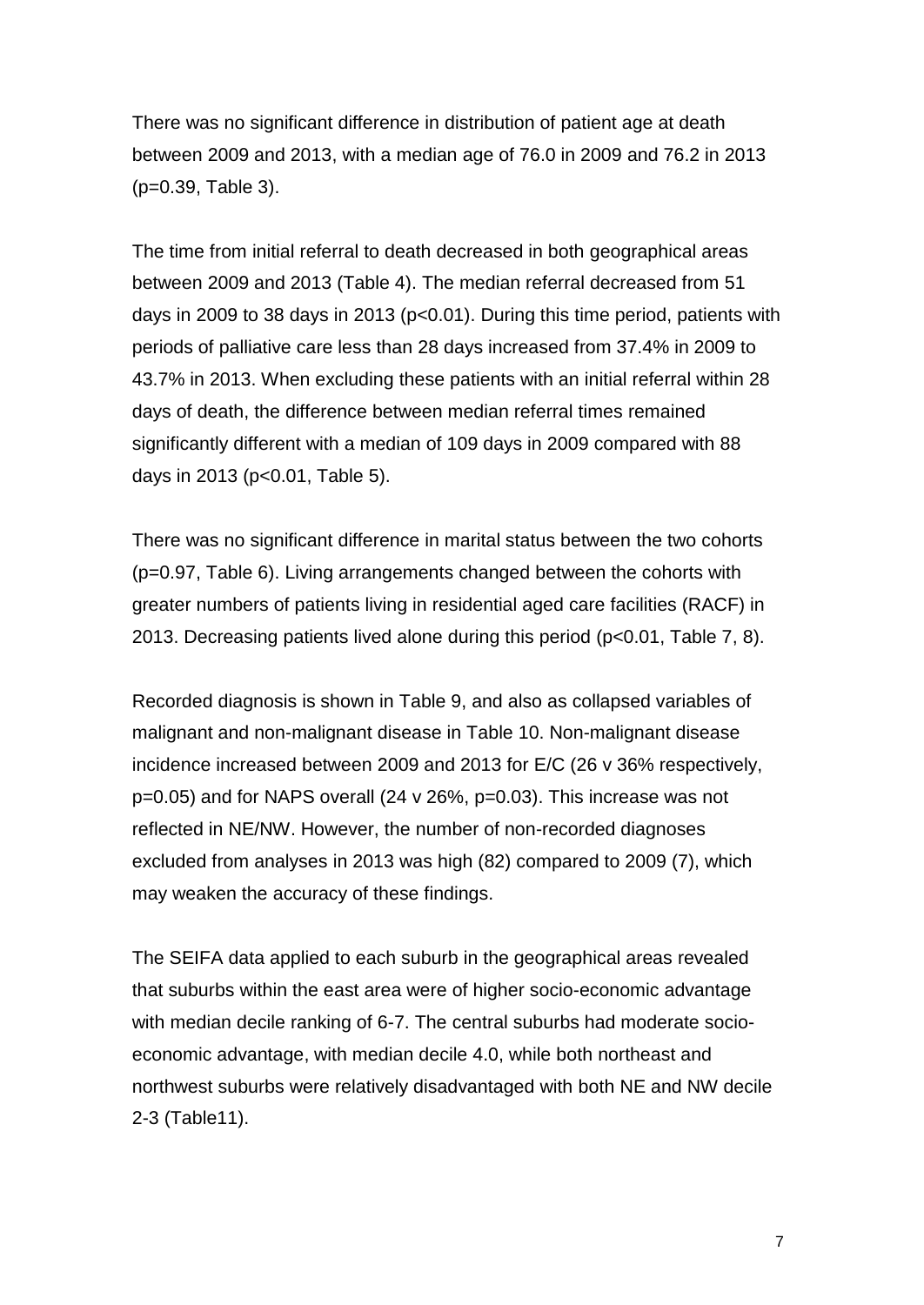There was no significant difference in distribution of patient age at death between 2009 and 2013, with a median age of 76.0 in 2009 and 76.2 in 2013 ($p=0.39$, Table 3).

The time from initial referral to death decreased in both geographical areas between 2009 and 2013 (Table 4). The median referral decreased from 51 days in 2009 to 38 days in 2013 ($p<0.01$). During this time period, patients with periods of palliative care less than 28 days increased from 37.4% in 2009 to 43.7% in 2013. When excluding these patients with an initial referral within 28 days of death, the difference between median referral times remained significantly different with a median of 109 days in 2009 compared with 88 days in 2013 ($p<0.01$, Table 5).

There was no significant difference in marital status between the two cohorts ($p=0.97$, Table 6). Living arrangements changed between the cohorts with greater numbers of patients living in residential aged care facilities (RACF) in 2013. Decreasing patients lived alone during this period ($p<0.01$, Table 7, 8).

Recorded diagnosis is shown in Table 9, and also as collapsed variables of malignant and non-malignant disease in Table 10. Non-malignant disease incidence increased between 2009 and 2013 for E/C (26 v 36% respectively, $p=0.05$) and for NAPS overall (24 v 26%, $p=0.03$). This increase was not reflected in NE/NW. However, the number of non-recorded diagnoses excluded from analyses in 2013 was high (82) compared to 2009 (7), which may weaken the accuracy of these findings.

The SEIFA data applied to each suburb in the geographical areas revealed that suburbs within the east area were of higher socio-economic advantage with median decile ranking of 6-7. The central suburbs had moderate socio-economic advantage, with median decile 4.0, while both northeast and northwest suburbs were relatively disadvantaged with both NE and NW decile 2-3 (Table11).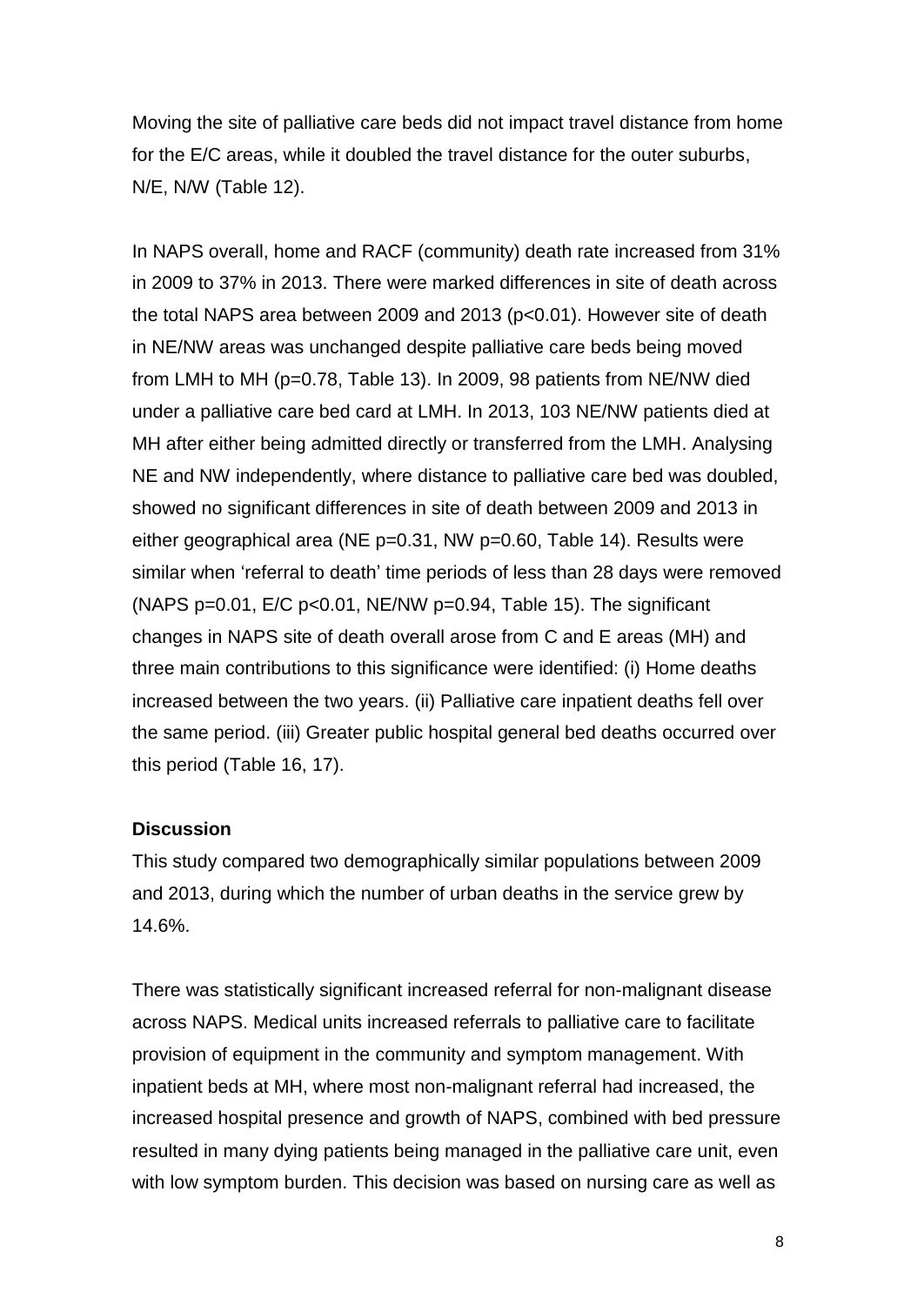Moving the site of palliative care beds did not impact travel distance from home for the E/C areas, while it doubled the travel distance for the outer suburbs, N/E, N/W (Table 12).

In NAPS overall, home and RACF (community) death rate increased from 31% in 2009 to 37% in 2013. There were marked differences in site of death across the total NAPS area between 2009 and 2013 ($p<0.01$). However site of death in NE/NW areas was unchanged despite palliative care beds being moved from LMH to MH ($p=0.78$, Table 13). In 2009, 98 patients from NE/NW died under a palliative care bed card at LMH. In 2013, 103 NE/NW patients died at MH after either being admitted directly or transferred from the LMH. Analysing NE and NW independently, where distance to palliative care bed was doubled, showed no significant differences in site of death between 2009 and 2013 in either geographical area (NE $p=0.31$, NW $p=0.60$, Table 14). Results were similar when 'referral to death' time periods of less than 28 days were removed (NAPS $p=0.01$, E/C $p<0.01$, NE/NW $p=0.94$, Table 15). The significant changes in NAPS site of death overall arose from C and E areas (MH) and three main contributions to this significance were identified: (i) Home deaths increased between the two years. (ii) Palliative care inpatient deaths fell over the same period. (iii) Greater public hospital general bed deaths occurred over this period (Table 16, 17).

## Discussion

This study compared two demographically similar populations between 2009 and 2013, during which the number of urban deaths in the service grew by 14.6%.

There was statistically significant increased referral for non-malignant disease across NAPS. Medical units increased referrals to palliative care to facilitate provision of equipment in the community and symptom management. With inpatient beds at MH, where most non-malignant referral had increased, the increased hospital presence and growth of NAPS, combined with bed pressure resulted in many dying patients being managed in the palliative care unit, even with low symptom burden. This decision was based on nursing care as well as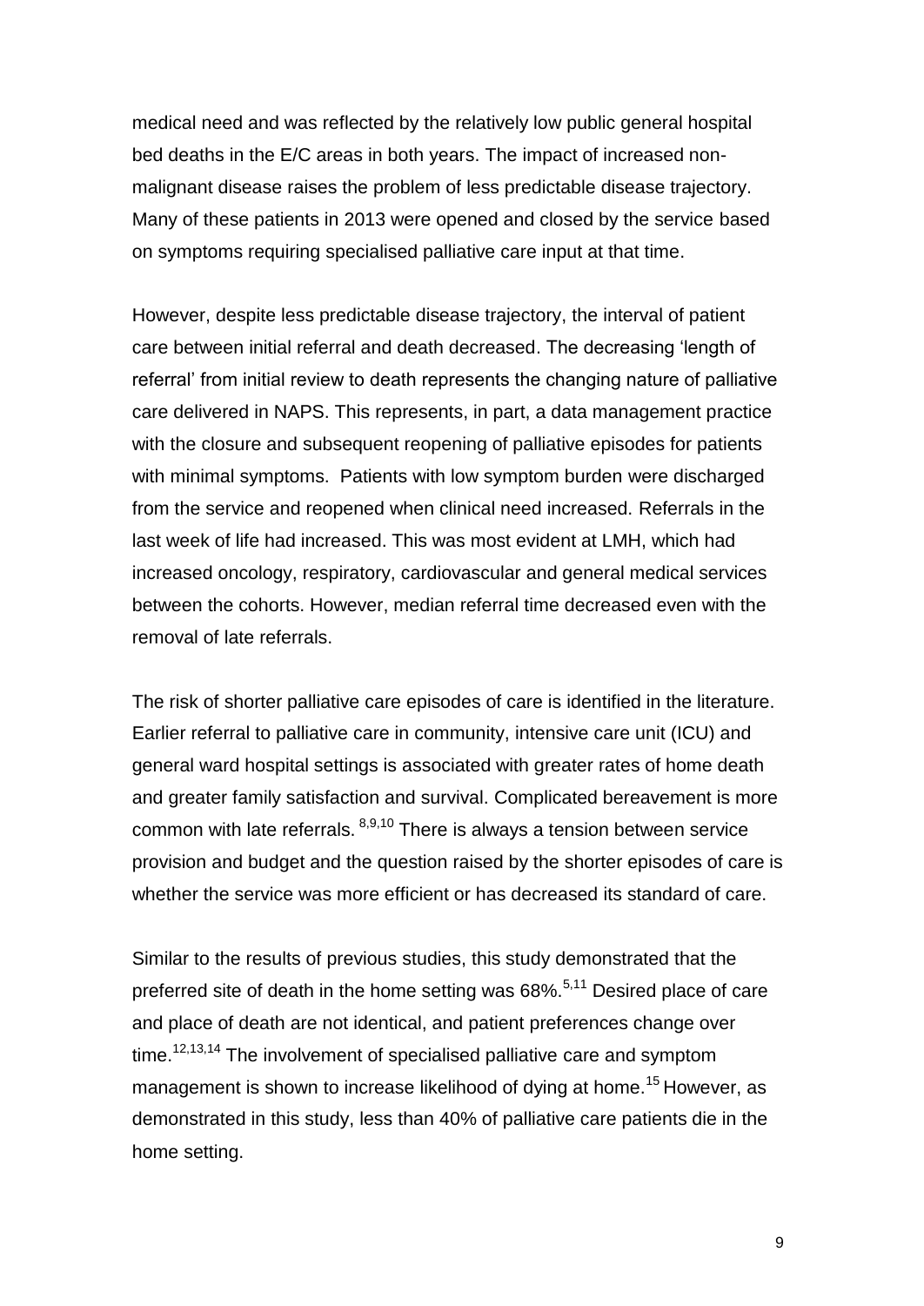medical need and was reflected by the relatively low public general hospital bed deaths in the E/C areas in both years. The impact of increased non-malignant disease raises the problem of less predictable disease trajectory. Many of these patients in 2013 were opened and closed by the service based on symptoms requiring specialised palliative care input at that time.

However, despite less predictable disease trajectory, the interval of patient care between initial referral and death decreased. The decreasing 'length of referral' from initial review to death represents the changing nature of palliative care delivered in NAPS. This represents, in part, a data management practice with the closure and subsequent reopening of palliative episodes for patients with minimal symptoms. Patients with low symptom burden were discharged from the service and reopened when clinical need increased. Referrals in the last week of life had increased. This was most evident at LMH, which had increased oncology, respiratory, cardiovascular and general medical services between the cohorts. However, median referral time decreased even with the removal of late referrals.

The risk of shorter palliative care episodes of care is identified in the literature. Earlier referral to palliative care in community, intensive care unit (ICU) and general ward hospital settings is associated with greater rates of home death and greater family satisfaction and survival. Complicated bereavement is more common with late referrals. [8,9,10] There is always a tension between service provision and budget and the question raised by the shorter episodes of care is whether the service was more efficient or has decreased its standard of care.

Similar to the results of previous studies, this study demonstrated that the preferred site of death in the home setting was 68%.[5,11] Desired place of care and place of death are not identical, and patient preferences change over time.[12,13,14] The involvement of specialised palliative care and symptom management is shown to increase likelihood of dying at home.[15] However, as demonstrated in this study, less than 40% of palliative care patients die in the home setting.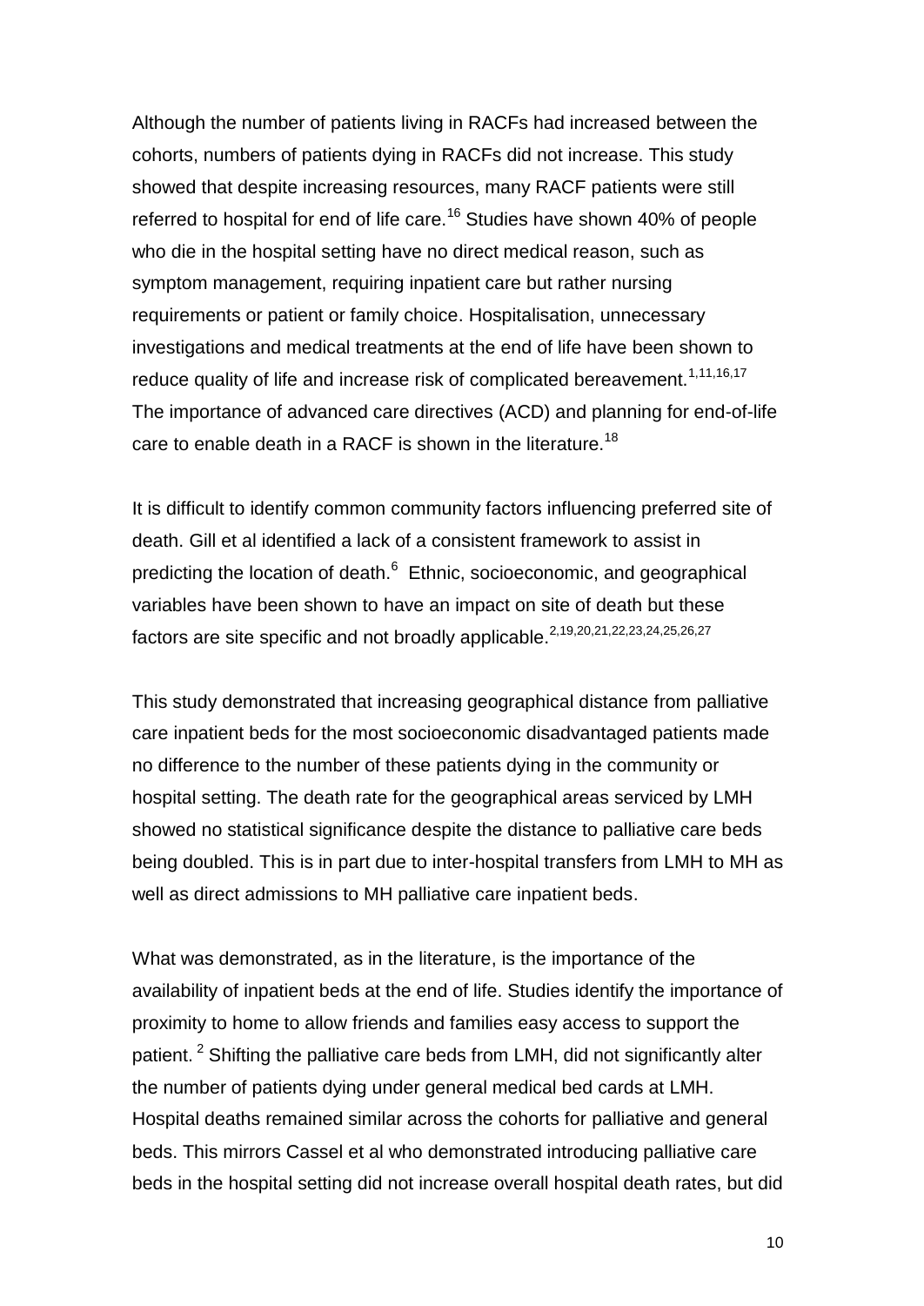Although the number of patients living in RACFs had increased between the cohorts, numbers of patients dying in RACFs did not increase. This study showed that despite increasing resources, many RACF patients were still referred to hospital for end of life care.[16] Studies have shown 40% of people who die in the hospital setting have no direct medical reason, such as symptom management, requiring inpatient care but rather nursing requirements or patient or family choice. Hospitalisation, unnecessary investigations and medical treatments at the end of life have been shown to reduce quality of life and increase risk of complicated bereavement.[1,11,16,17] The importance of advanced care directives (ACD) and planning for end-of-life care to enable death in a RACF is shown in the literature.[18]

It is difficult to identify common community factors influencing preferred site of death. Gill et al identified a lack of a consistent framework to assist in predicting the location of death.[6] Ethnic, socioeconomic, and geographical variables have been shown to have an impact on site of death but these factors are site specific and not broadly applicable.[2,19,20,21,22,23,24,25,26,27]

This study demonstrated that increasing geographical distance from palliative care inpatient beds for the most socioeconomic disadvantaged patients made no difference to the number of these patients dying in the community or hospital setting. The death rate for the geographical areas serviced by LMH showed no statistical significance despite the distance to palliative care beds being doubled. This is in part due to inter-hospital transfers from LMH to MH as well as direct admissions to MH palliative care inpatient beds.

What was demonstrated, as in the literature, is the importance of the availability of inpatient beds at the end of life. Studies identify the importance of proximity to home to allow friends and families easy access to support the patient.[2] Shifting the palliative care beds from LMH, did not significantly alter the number of patients dying under general medical bed cards at LMH. Hospital deaths remained similar across the cohorts for palliative and general beds. This mirrors Cassel et al who demonstrated introducing palliative care beds in the hospital setting did not increase overall hospital death rates, but did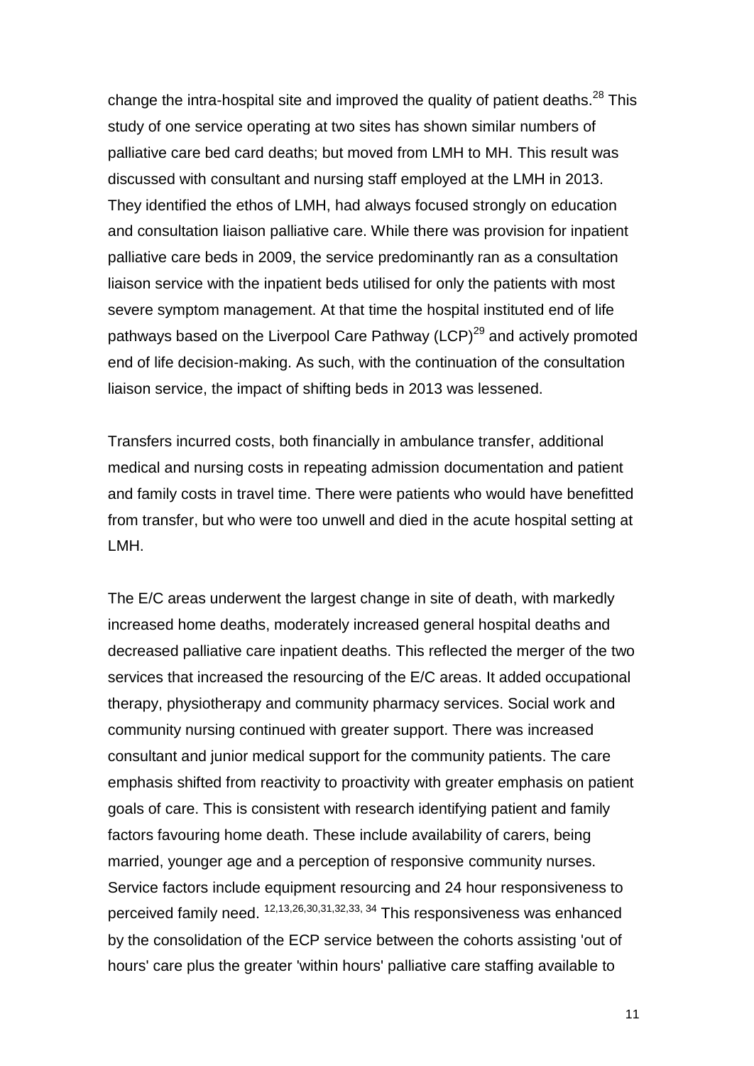change the intra-hospital site and improved the quality of patient deaths.[28] This study of one service operating at two sites has shown similar numbers of palliative care bed card deaths; but moved from LMH to MH. This result was discussed with consultant and nursing staff employed at the LMH in 2013. They identified the ethos of LMH, had always focused strongly on education and consultation liaison palliative care. While there was provision for inpatient palliative care beds in 2009, the service predominantly ran as a consultation liaison service with the inpatient beds utilised for only the patients with most severe symptom management. At that time the hospital instituted end of life pathways based on the Liverpool Care Pathway (LCP)[29] and actively promoted end of life decision-making. As such, with the continuation of the consultation liaison service, the impact of shifting beds in 2013 was lessened.

Transfers incurred costs, both financially in ambulance transfer, additional medical and nursing costs in repeating admission documentation and patient and family costs in travel time. There were patients who would have benefitted from transfer, but who were too unwell and died in the acute hospital setting at LMH.

The E/C areas underwent the largest change in site of death, with markedly increased home deaths, moderately increased general hospital deaths and decreased palliative care inpatient deaths. This reflected the merger of the two services that increased the resourcing of the E/C areas. It added occupational therapy, physiotherapy and community pharmacy services. Social work and community nursing continued with greater support. There was increased consultant and junior medical support for the community patients. The care emphasis shifted from reactivity to proactivity with greater emphasis on patient goals of care. This is consistent with research identifying patient and family factors favouring home death. These include availability of carers, being married, younger age and a perception of responsive community nurses. Service factors include equipment resourcing and 24 hour responsiveness to perceived family need. [12,13,26,30,31,32,33,34] This responsiveness was enhanced by the consolidation of the ECP service between the cohorts assisting 'out of hours' care plus the greater 'within hours' palliative care staffing available to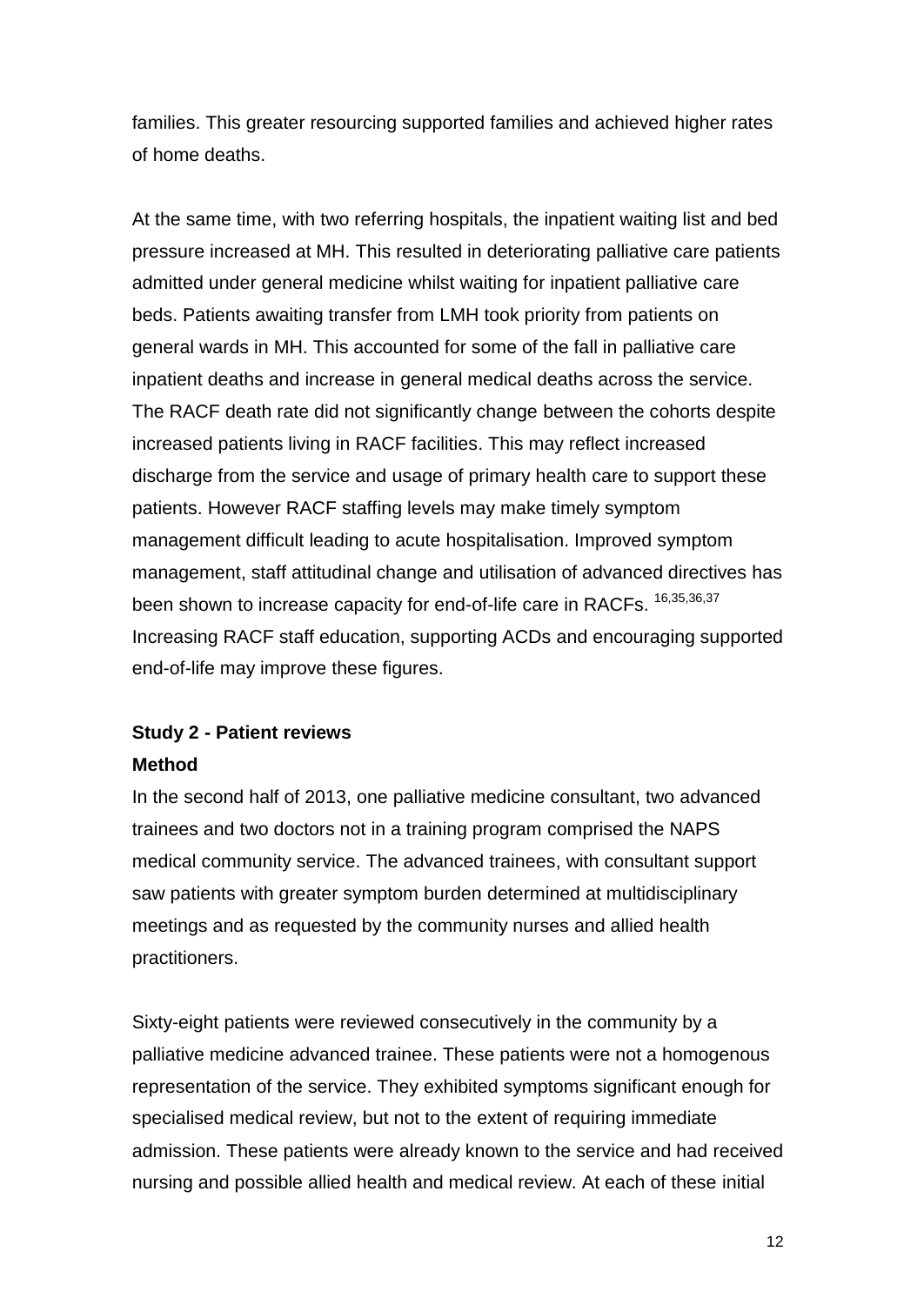families. This greater resourcing supported families and achieved higher rates of home deaths.

At the same time, with two referring hospitals, the inpatient waiting list and bed pressure increased at MH. This resulted in deteriorating palliative care patients admitted under general medicine whilst waiting for inpatient palliative care beds. Patients awaiting transfer from LMH took priority from patients on general wards in MH. This accounted for some of the fall in palliative care inpatient deaths and increase in general medical deaths across the service. The RACF death rate did not significantly change between the cohorts despite increased patients living in RACF facilities. This may reflect increased discharge from the service and usage of primary health care to support these patients. However RACF staffing levels may make timely symptom management difficult leading to acute hospitalisation. Improved symptom management, staff attitudinal change and utilisation of advanced directives has been shown to increase capacity for end-of-life care in RACFs. [16,35,36,37] Increasing RACF staff education, supporting ACDs and encouraging supported end-of-life may improve these figures.

**Study 2 - Patient reviews**

**Method**

In the second half of 2013, one palliative medicine consultant, two advanced trainees and two doctors not in a training program comprised the NAPS medical community service. The advanced trainees, with consultant support saw patients with greater symptom burden determined at multidisciplinary meetings and as requested by the community nurses and allied health practitioners.

Sixty-eight patients were reviewed consecutively in the community by a palliative medicine advanced trainee. These patients were not a homogenous representation of the service. They exhibited symptoms significant enough for specialised medical review, but not to the extent of requiring immediate admission. These patients were already known to the service and had received nursing and possible allied health and medical review. At each of these initial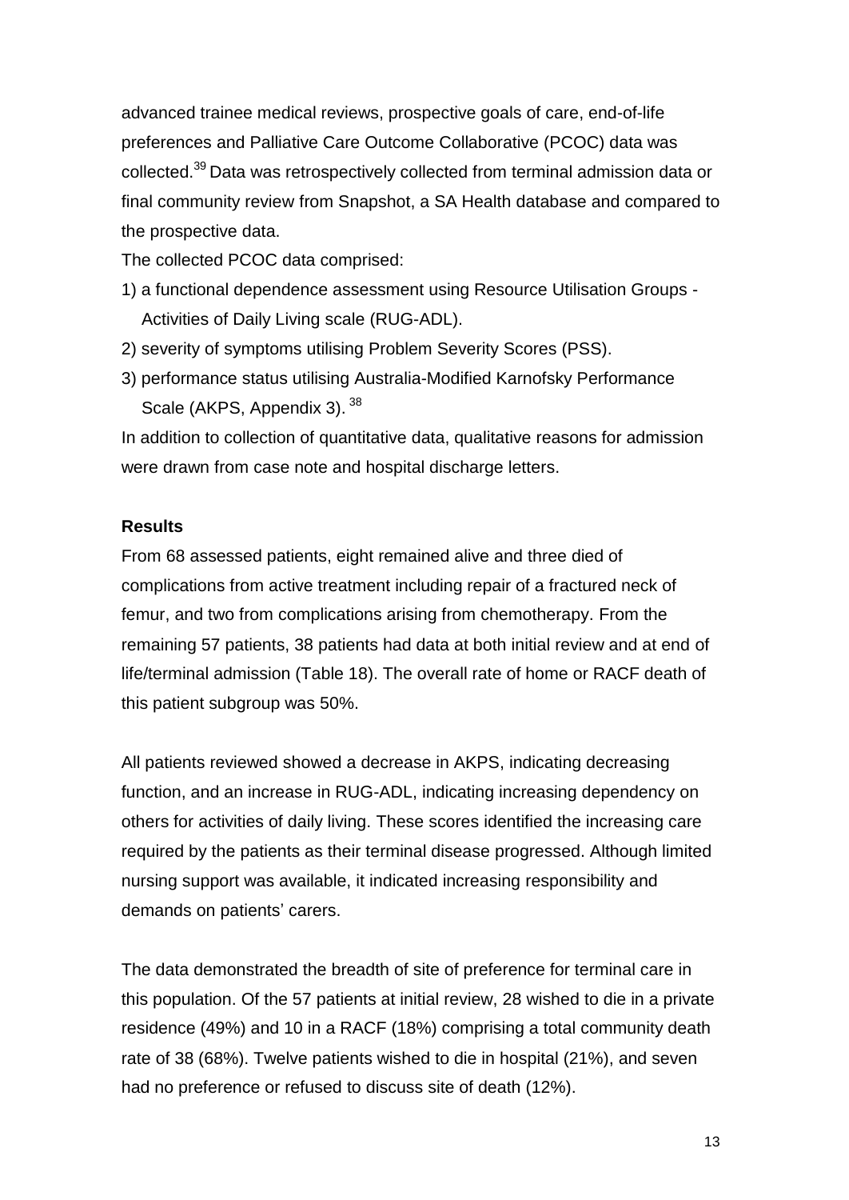advanced trainee medical reviews, prospective goals of care, end-of-life preferences and Palliative Care Outcome Collaborative (PCOC) data was collected.[39] Data was retrospectively collected from terminal admission data or final community review from Snapshot, a SA Health database and compared to the prospective data.

The collected PCOC data comprised:

1) a functional dependence assessment using Resource Utilisation Groups - Activities of Daily Living scale (RUG-ADL).
2) severity of symptoms utilising Problem Severity Scores (PSS).
3) performance status utilising Australia-Modified Karnofsky Performance Scale (AKPS, Appendix 3). [38]

In addition to collection of quantitative data, qualitative reasons for admission were drawn from case note and hospital discharge letters.

**Results**

From 68 assessed patients, eight remained alive and three died of complications from active treatment including repair of a fractured neck of femur, and two from complications arising from chemotherapy. From the remaining 57 patients, 38 patients had data at both initial review and at end of life/terminal admission (Table 18). The overall rate of home or RACF death of this patient subgroup was 50%.

All patients reviewed showed a decrease in AKPS, indicating decreasing function, and an increase in RUG-ADL, indicating increasing dependency on others for activities of daily living. These scores identified the increasing care required by the patients as their terminal disease progressed. Although limited nursing support was available, it indicated increasing responsibility and demands on patients' carers.

The data demonstrated the breadth of site of preference for terminal care in this population. Of the 57 patients at initial review, 28 wished to die in a private residence (49%) and 10 in a RACF (18%) comprising a total community death rate of 38 (68%). Twelve patients wished to die in hospital (21%), and seven had no preference or refused to discuss site of death (12%).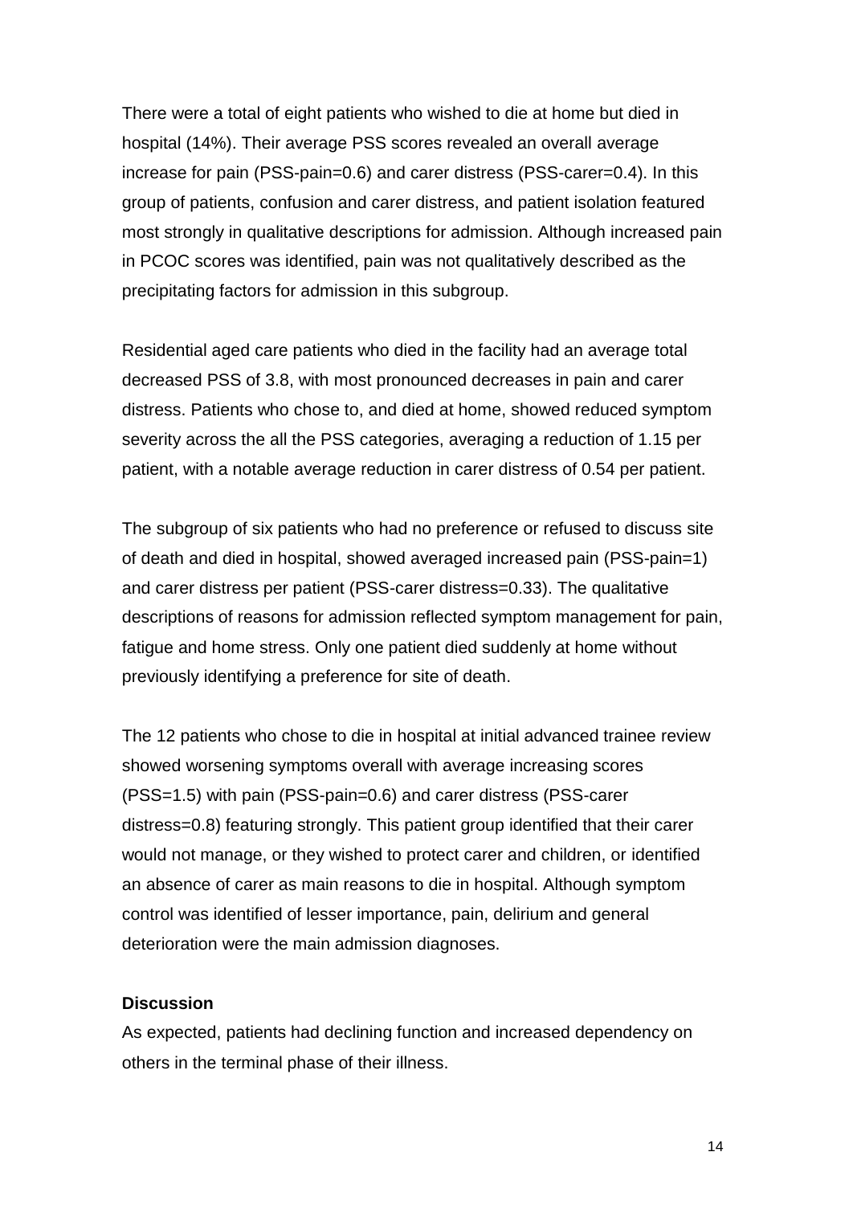There were a total of eight patients who wished to die at home but died in hospital (14%). Their average PSS scores revealed an overall average increase for pain (PSS-pain=0.6) and carer distress (PSS-carer=0.4). In this group of patients, confusion and carer distress, and patient isolation featured most strongly in qualitative descriptions for admission. Although increased pain in PCOC scores was identified, pain was not qualitatively described as the precipitating factors for admission in this subgroup.

Residential aged care patients who died in the facility had an average total decreased PSS of 3.8, with most pronounced decreases in pain and carer distress. Patients who chose to, and died at home, showed reduced symptom severity across the all the PSS categories, averaging a reduction of 1.15 per patient, with a notable average reduction in carer distress of 0.54 per patient.

The subgroup of six patients who had no preference or refused to discuss site of death and died in hospital, showed averaged increased pain (PSS-pain=1) and carer distress per patient (PSS-carer distress=0.33). The qualitative descriptions of reasons for admission reflected symptom management for pain, fatigue and home stress. Only one patient died suddenly at home without previously identifying a preference for site of death.

The 12 patients who chose to die in hospital at initial advanced trainee review showed worsening symptoms overall with average increasing scores (PSS=1.5) with pain (PSS-pain=0.6) and carer distress (PSS-carer distress=0.8) featuring strongly. This patient group identified that their carer would not manage, or they wished to protect carer and children, or identified an absence of carer as main reasons to die in hospital. Although symptom control was identified of lesser importance, pain, delirium and general deterioration were the main admission diagnoses.

**Discussion**

As expected, patients had declining function and increased dependency on others in the terminal phase of their illness.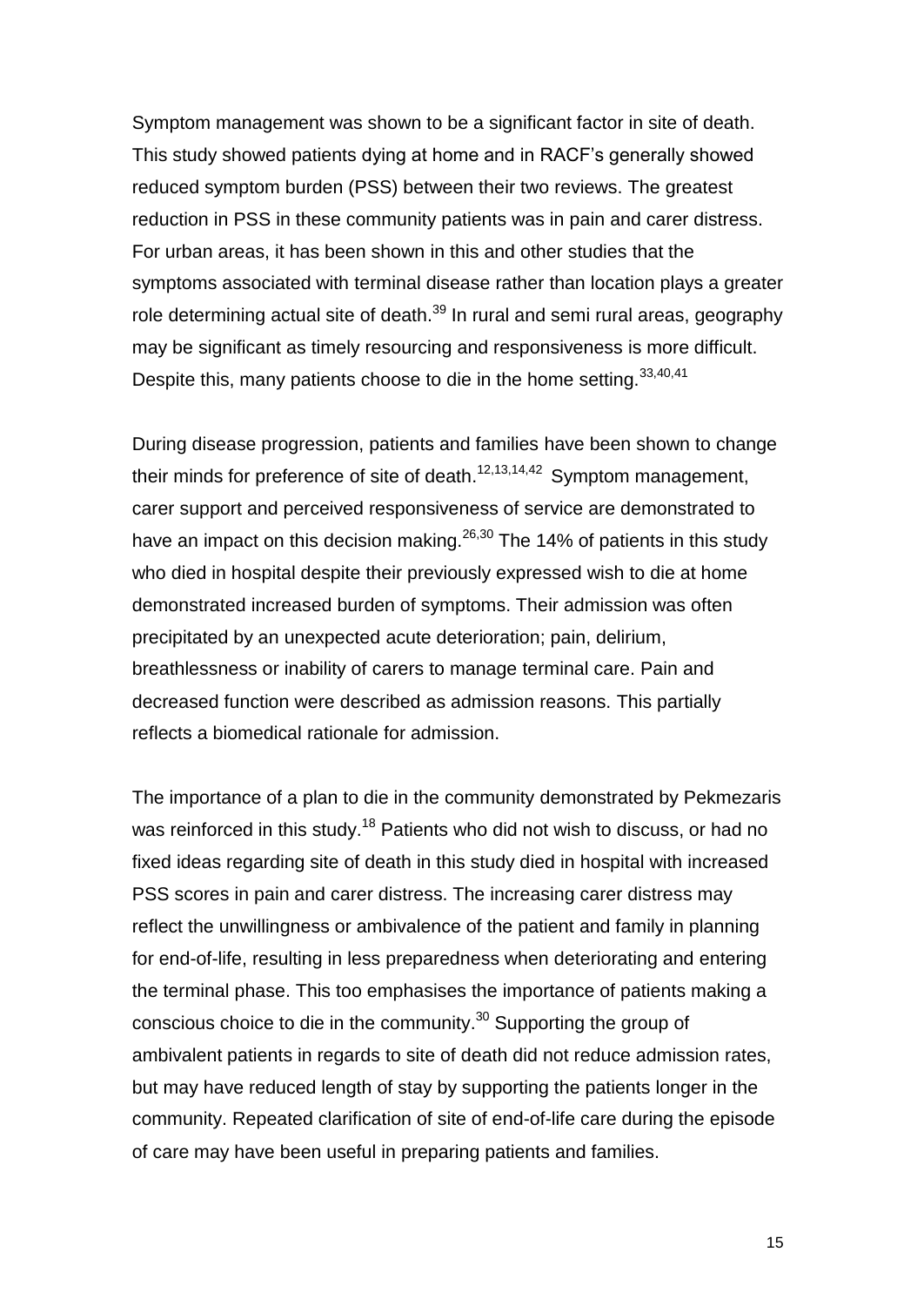Symptom management was shown to be a significant factor in site of death. This study showed patients dying at home and in RACF's generally showed reduced symptom burden (PSS) between their two reviews. The greatest reduction in PSS in these community patients was in pain and carer distress. For urban areas, it has been shown in this and other studies that the symptoms associated with terminal disease rather than location plays a greater role determining actual site of death.[39] In rural and semi rural areas, geography may be significant as timely resourcing and responsiveness is more difficult. Despite this, many patients choose to die in the home setting.[33,40,41]

During disease progression, patients and families have been shown to change their minds for preference of site of death.[12,13,14,42] Symptom management, carer support and perceived responsiveness of service are demonstrated to have an impact on this decision making.[26,30] The 14% of patients in this study who died in hospital despite their previously expressed wish to die at home demonstrated increased burden of symptoms. Their admission was often precipitated by an unexpected acute deterioration; pain, delirium, breathlessness or inability of carers to manage terminal care. Pain and decreased function were described as admission reasons. This partially reflects a biomedical rationale for admission.

The importance of a plan to die in the community demonstrated by Pekmezaris was reinforced in this study.[18] Patients who did not wish to discuss, or had no fixed ideas regarding site of death in this study died in hospital with increased PSS scores in pain and carer distress. The increasing carer distress may reflect the unwillingness or ambivalence of the patient and family in planning for end-of-life, resulting in less preparedness when deteriorating and entering the terminal phase. This too emphasises the importance of patients making a conscious choice to die in the community.[30] Supporting the group of ambivalent patients in regards to site of death did not reduce admission rates, but may have reduced length of stay by supporting the patients longer in the community. Repeated clarification of site of end-of-life care during the episode of care may have been useful in preparing patients and families.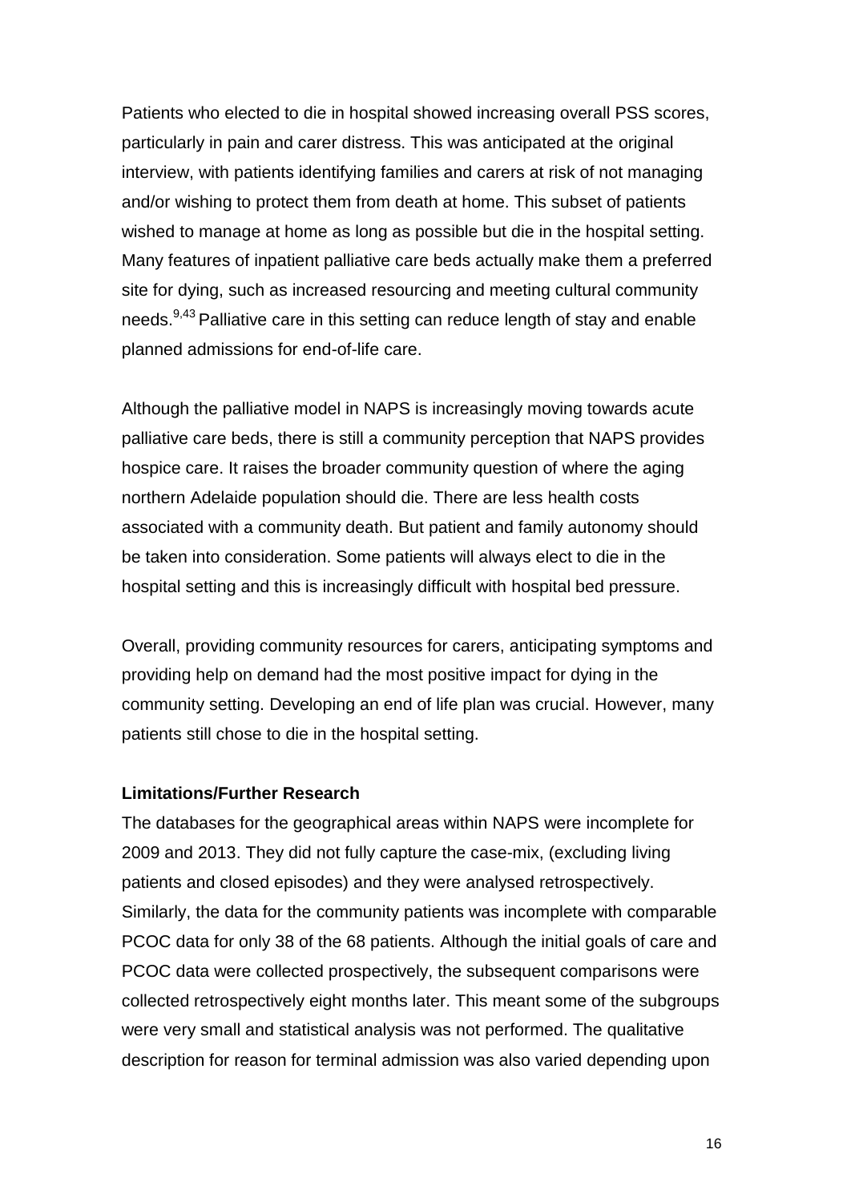Patients who elected to die in hospital showed increasing overall PSS scores, particularly in pain and carer distress. This was anticipated at the original interview, with patients identifying families and carers at risk of not managing and/or wishing to protect them from death at home. This subset of patients wished to manage at home as long as possible but die in the hospital setting. Many features of inpatient palliative care beds actually make them a preferred site for dying, such as increased resourcing and meeting cultural community needs.[9,43] Palliative care in this setting can reduce length of stay and enable planned admissions for end-of-life care.

Although the palliative model in NAPS is increasingly moving towards acute palliative care beds, there is still a community perception that NAPS provides hospice care. It raises the broader community question of where the aging northern Adelaide population should die. There are less health costs associated with a community death. But patient and family autonomy should be taken into consideration. Some patients will always elect to die in the hospital setting and this is increasingly difficult with hospital bed pressure.

Overall, providing community resources for carers, anticipating symptoms and providing help on demand had the most positive impact for dying in the community setting. Developing an end of life plan was crucial. However, many patients still chose to die in the hospital setting.

**Limitations/Further Research**

The databases for the geographical areas within NAPS were incomplete for 2009 and 2013. They did not fully capture the case-mix, (excluding living patients and closed episodes) and they were analysed retrospectively. Similarly, the data for the community patients was incomplete with comparable PCOC data for only 38 of the 68 patients. Although the initial goals of care and PCOC data were collected prospectively, the subsequent comparisons were collected retrospectively eight months later. This meant some of the subgroups were very small and statistical analysis was not performed. The qualitative description for reason for terminal admission was also varied depending upon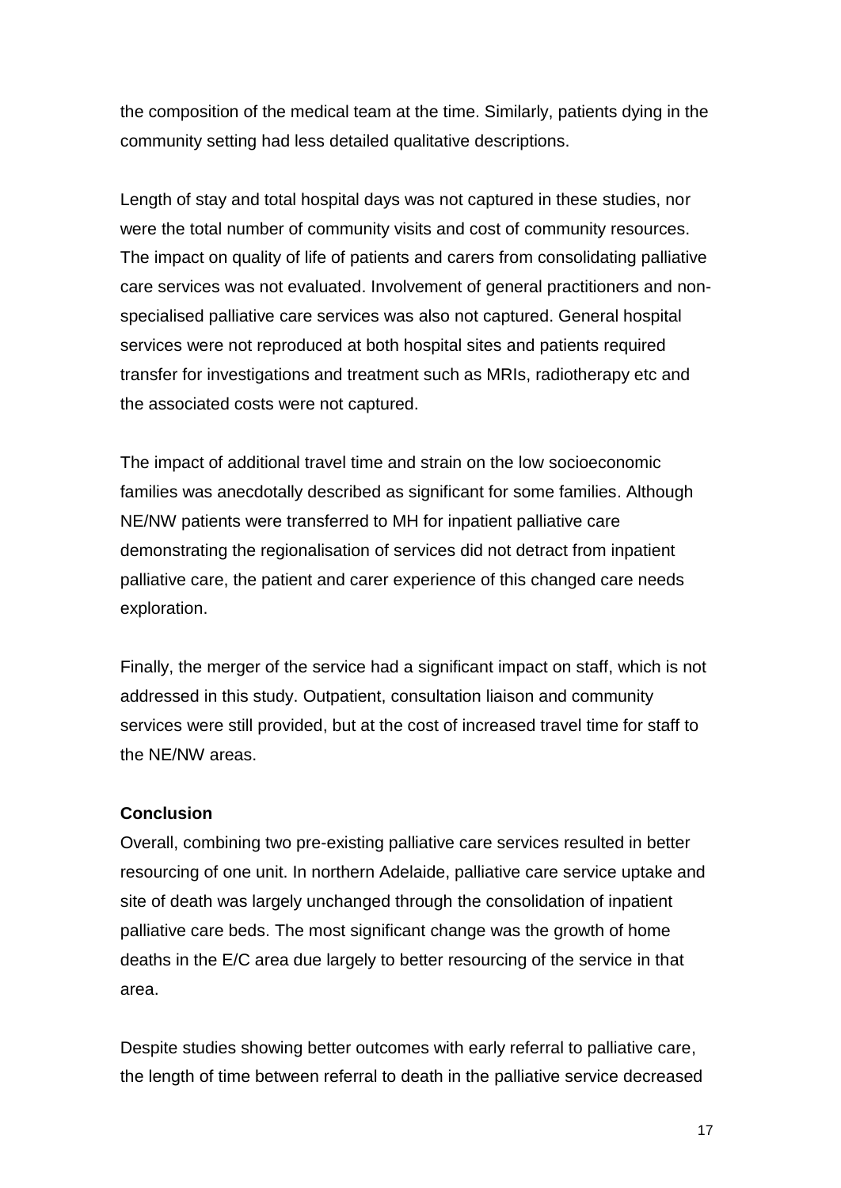the composition of the medical team at the time. Similarly, patients dying in the community setting had less detailed qualitative descriptions.

Length of stay and total hospital days was not captured in these studies, nor were the total number of community visits and cost of community resources. The impact on quality of life of patients and carers from consolidating palliative care services was not evaluated. Involvement of general practitioners and non-specialised palliative care services was also not captured. General hospital services were not reproduced at both hospital sites and patients required transfer for investigations and treatment such as MRIs, radiotherapy etc and the associated costs were not captured.

The impact of additional travel time and strain on the low socioeconomic families was anecdotally described as significant for some families. Although NE/NW patients were transferred to MH for inpatient palliative care demonstrating the regionalisation of services did not detract from inpatient palliative care, the patient and carer experience of this changed care needs exploration.

Finally, the merger of the service had a significant impact on staff, which is not addressed in this study. Outpatient, consultation liaison and community services were still provided, but at the cost of increased travel time for staff to the NE/NW areas.

**Conclusion**

Overall, combining two pre-existing palliative care services resulted in better resourcing of one unit. In northern Adelaide, palliative care service uptake and site of death was largely unchanged through the consolidation of inpatient palliative care beds. The most significant change was the growth of home deaths in the E/C area due largely to better resourcing of the service in that area.

Despite studies showing better outcomes with early referral to palliative care, the length of time between referral to death in the palliative service decreased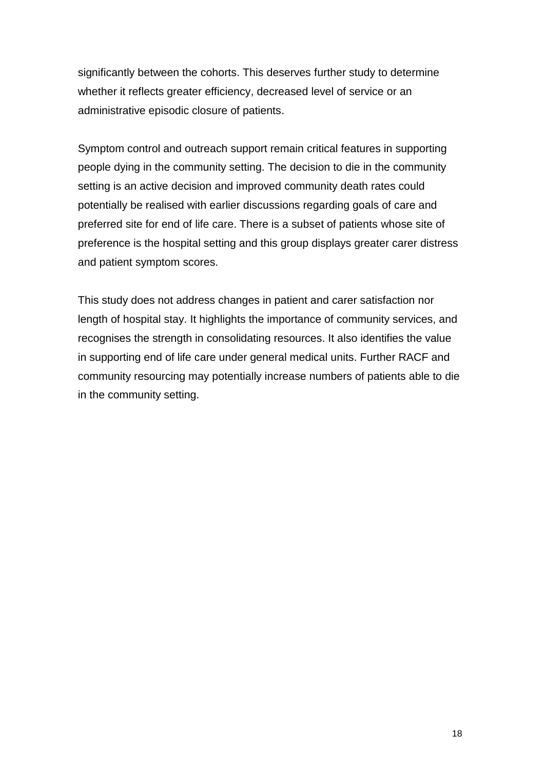significantly between the cohorts. This deserves further study to determine whether it reflects greater efficiency, decreased level of service or an administrative episodic closure of patients.

Symptom control and outreach support remain critical features in supporting people dying in the community setting. The decision to die in the community setting is an active decision and improved community death rates could potentially be realised with earlier discussions regarding goals of care and preferred site for end of life care. There is a subset of patients whose site of preference is the hospital setting and this group displays greater carer distress and patient symptom scores.

This study does not address changes in patient and carer satisfaction nor length of hospital stay. It highlights the importance of community services, and recognises the strength in consolidating resources. It also identifies the value in supporting end of life care under general medical units. Further RACF and community resourcing may potentially increase numbers of patients able to die in the community setting.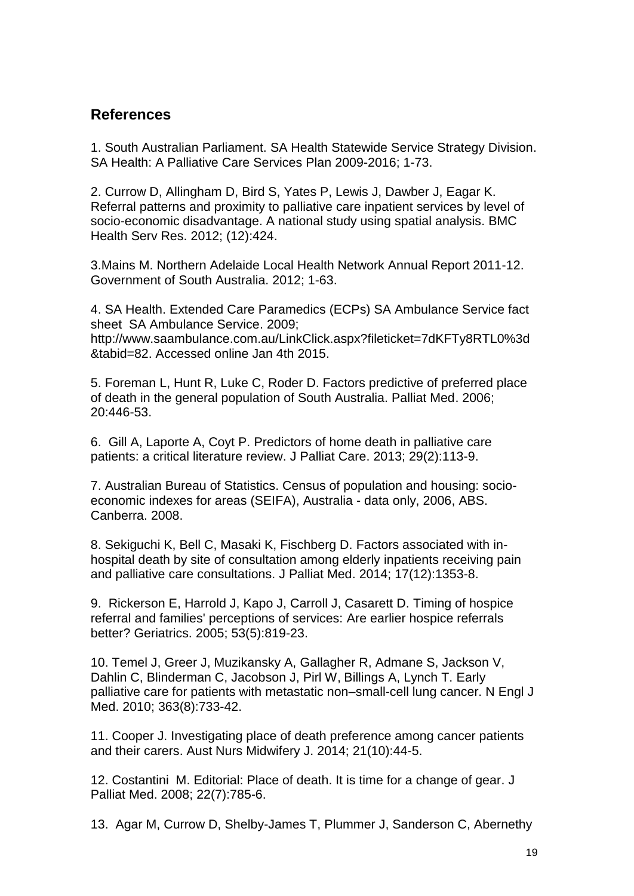## References

1. South Australian Parliament. SA Health Statewide Service Strategy Division. SA Health: A Palliative Care Services Plan 2009-2016; 1-73.

2. Currow D, Allingham D, Bird S, Yates P, Lewis J, Dawber J, Eagar K. Referral patterns and proximity to palliative care inpatient services by level of socio-economic disadvantage. A national study using spatial analysis. BMC Health Serv Res. 2012; (12):424.

3.Mains M. Northern Adelaide Local Health Network Annual Report 2011-12. Government of South Australia. 2012; 1-63.

4. SA Health. Extended Care Paramedics (ECPs) SA Ambulance Service fact sheet SA Ambulance Service. 2009; http://www.saambulance.com.au/LinkClick.aspx?fileticket=7dKFTy8RTL0%3d&tabid=82. Accessed online Jan 4th 2015.

5. Foreman L, Hunt R, Luke C, Roder D. Factors predictive of preferred place of death in the general population of South Australia. Palliat Med. 2006; 20:446-53.

6. Gill A, Laporte A, Coyt P. Predictors of home death in palliative care patients: a critical literature review. J Palliat Care. 2013; 29(2):113-9.

7. Australian Bureau of Statistics. Census of population and housing: socio-economic indexes for areas (SEIFA), Australia - data only, 2006, ABS. Canberra. 2008.

8. Sekiguchi K, Bell C, Masaki K, Fischberg D. Factors associated with in-hospital death by site of consultation among elderly inpatients receiving pain and palliative care consultations. J Palliat Med. 2014; 17(12):1353-8.

9. Rickerson E, Harrold J, Kapo J, Carroll J, Casarett D. Timing of hospice referral and families' perceptions of services: Are earlier hospice referrals better? Geriatrics. 2005; 53(5):819-23.

10. Temel J, Greer J, Muzikansky A, Gallagher R, Admane S, Jackson V, Dahlin C, Blinderman C, Jacobson J, Pirl W, Billings A, Lynch T. Early palliative care for patients with metastatic non–small-cell lung cancer. N Engl J Med. 2010; 363(8):733-42.

11. Cooper J. Investigating place of death preference among cancer patients and their carers. Aust Nurs Midwifery J. 2014; 21(10):44-5.

12. Costantini M. Editorial: Place of death. It is time for a change of gear. J Palliat Med. 2008; 22(7):785-6.

13. Agar M, Currow D, Shelby-James T, Plummer J, Sanderson C, Abernethy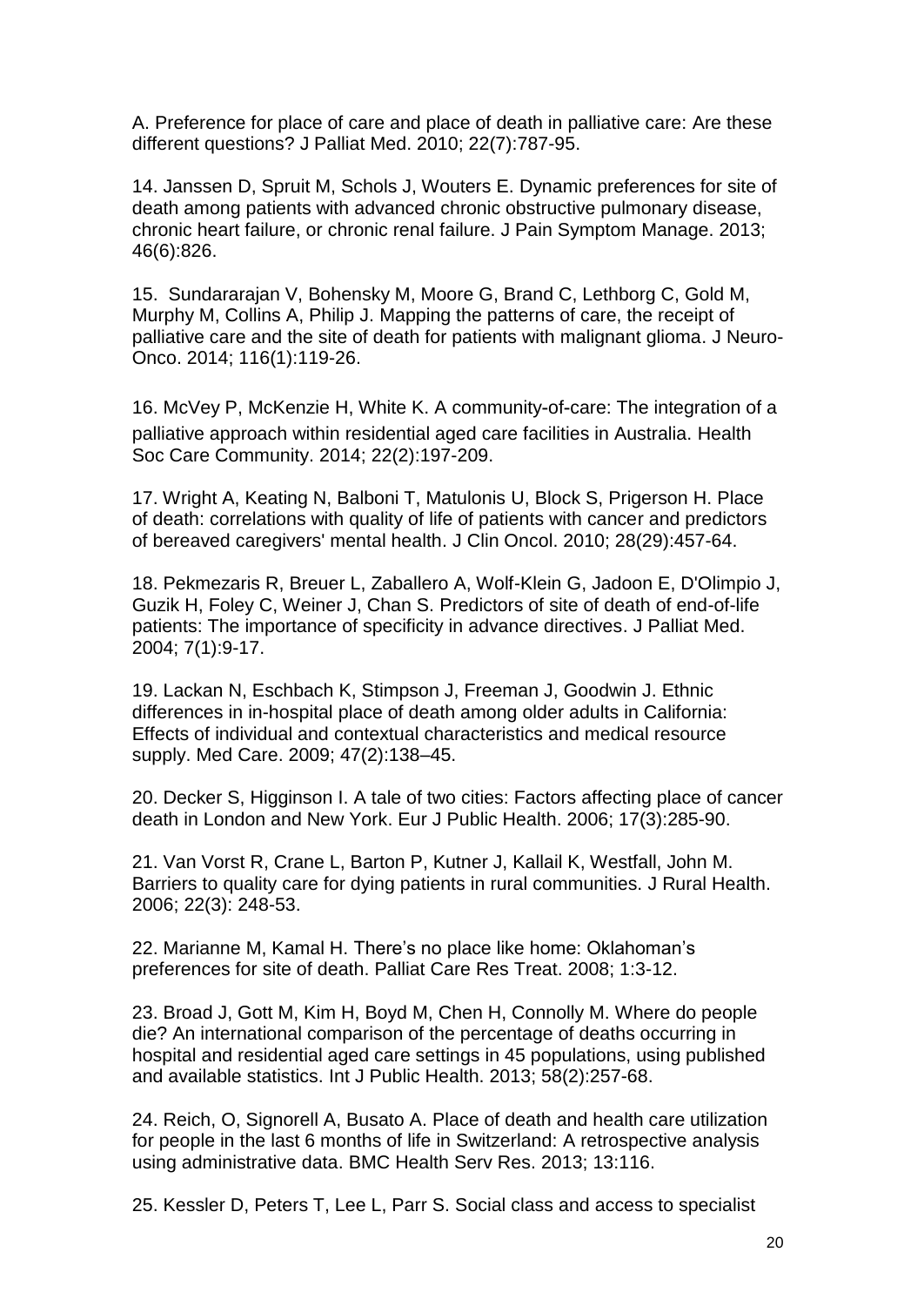A. Preference for place of care and place of death in palliative care: Are these different questions? J Palliat Med. 2010; 22(7):787-95.

14. Janssen D, Spruit M, Schols J, Wouters E. Dynamic preferences for site of death among patients with advanced chronic obstructive pulmonary disease, chronic heart failure, or chronic renal failure. J Pain Symptom Manage. 2013; 46(6):826.

15. Sundararajan V, Bohensky M, Moore G, Brand C, Lethborg C, Gold M, Murphy M, Collins A, Philip J. Mapping the patterns of care, the receipt of palliative care and the site of death for patients with malignant glioma. J Neuro-Onco. 2014; 116(1):119-26.

16. McVey P, McKenzie H, White K. A community-of-care: The integration of a palliative approach within residential aged care facilities in Australia. Health Soc Care Community. 2014; 22(2):197-209.

17. Wright A, Keating N, Balboni T, Matulonis U, Block S, Prigerson H. Place of death: correlations with quality of life of patients with cancer and predictors of bereaved caregivers' mental health. J Clin Oncol. 2010; 28(29):457-64.

18. Pekmezaris R, Breuer L, Zaballero A, Wolf-Klein G, Jadoon E, D'Olimpio J, Guzik H, Foley C, Weiner J, Chan S. Predictors of site of death of end-of-life patients: The importance of specificity in advance directives. J Palliat Med. 2004; 7(1):9-17.

19. Lackan N, Eschbach K, Stimpson J, Freeman J, Goodwin J. Ethnic differences in in-hospital place of death among older adults in California: Effects of individual and contextual characteristics and medical resource supply. Med Care. 2009; 47(2):138–45.

20. Decker S, Higginson I. A tale of two cities: Factors affecting place of cancer death in London and New York. Eur J Public Health. 2006; 17(3):285-90.

21. Van Vorst R, Crane L, Barton P, Kutner J, Kallail K, Westfall, John M. Barriers to quality care for dying patients in rural communities. J Rural Health. 2006; 22(3): 248-53.

22. Marianne M, Kamal H. There's no place like home: Oklahoman's preferences for site of death. Palliat Care Res Treat. 2008; 1:3-12.

23. Broad J, Gott M, Kim H, Boyd M, Chen H, Connolly M. Where do people die? An international comparison of the percentage of deaths occurring in hospital and residential aged care settings in 45 populations, using published and available statistics. Int J Public Health. 2013; 58(2):257-68.

24. Reich, O, Signorell A, Busato A. Place of death and health care utilization for people in the last 6 months of life in Switzerland: A retrospective analysis using administrative data. BMC Health Serv Res. 2013; 13:116.

25. Kessler D, Peters T, Lee L, Parr S. Social class and access to specialist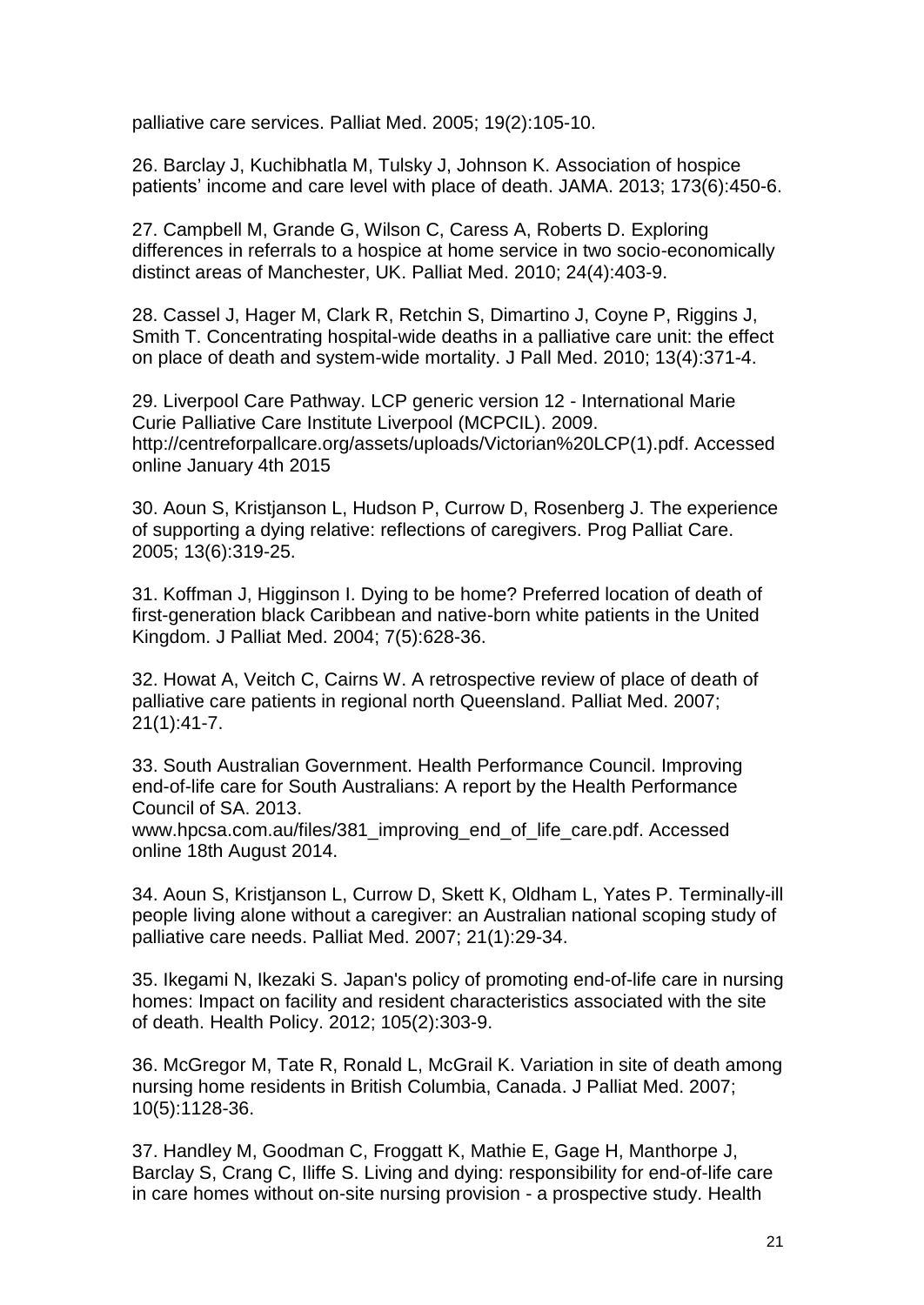palliative care services. Palliat Med. 2005; 19(2):105-10.

26. Barclay J, Kuchibhatla M, Tulsky J, Johnson K. Association of hospice patients' income and care level with place of death. JAMA. 2013; 173(6):450-6.

27. Campbell M, Grande G, Wilson C, Caress A, Roberts D. Exploring differences in referrals to a hospice at home service in two socio-economically distinct areas of Manchester, UK. Palliat Med. 2010; 24(4):403-9.

28. Cassel J, Hager M, Clark R, Retchin S, Dimartino J, Coyne P, Riggins J, Smith T. Concentrating hospital-wide deaths in a palliative care unit: the effect on place of death and system-wide mortality. J Pall Med. 2010; 13(4):371-4.

29. Liverpool Care Pathway. LCP generic version 12 - International Marie Curie Palliative Care Institute Liverpool (MCPCIL). 2009. http://centreforpallcare.org/assets/uploads/Victorian%20LCP(1).pdf. Accessed online January 4th 2015

30. Aoun S, Kristjanson L, Hudson P, Currow D, Rosenberg J. The experience of supporting a dying relative: reflections of caregivers. Prog Palliat Care. 2005; 13(6):319-25.

31. Koffman J, Higginson I. Dying to be home? Preferred location of death of first-generation black Caribbean and native-born white patients in the United Kingdom. J Palliat Med. 2004; 7(5):628-36.

32. Howat A, Veitch C, Cairns W. A retrospective review of place of death of palliative care patients in regional north Queensland. Palliat Med. 2007; 21(1):41-7.

33. South Australian Government. Health Performance Council. Improving end-of-life care for South Australians: A report by the Health Performance Council of SA. 2013. www.hpcsa.com.au/files/381_improving_end_of_life_care.pdf. Accessed online 18th August 2014.

34. Aoun S, Kristjanson L, Currow D, Skett K, Oldham L, Yates P. Terminally-ill people living alone without a caregiver: an Australian national scoping study of palliative care needs. Palliat Med. 2007; 21(1):29-34.

35. Ikegami N, Ikezaki S. Japan's policy of promoting end-of-life care in nursing homes: Impact on facility and resident characteristics associated with the site of death. Health Policy. 2012; 105(2):303-9.

36. McGregor M, Tate R, Ronald L, McGrail K. Variation in site of death among nursing home residents in British Columbia, Canada. J Palliat Med. 2007; 10(5):1128-36.

37. Handley M, Goodman C, Froggatt K, Mathie E, Gage H, Manthorpe J, Barclay S, Crang C, Iliffe S. Living and dying: responsibility for end-of-life care in care homes without on-site nursing provision - a prospective study. Health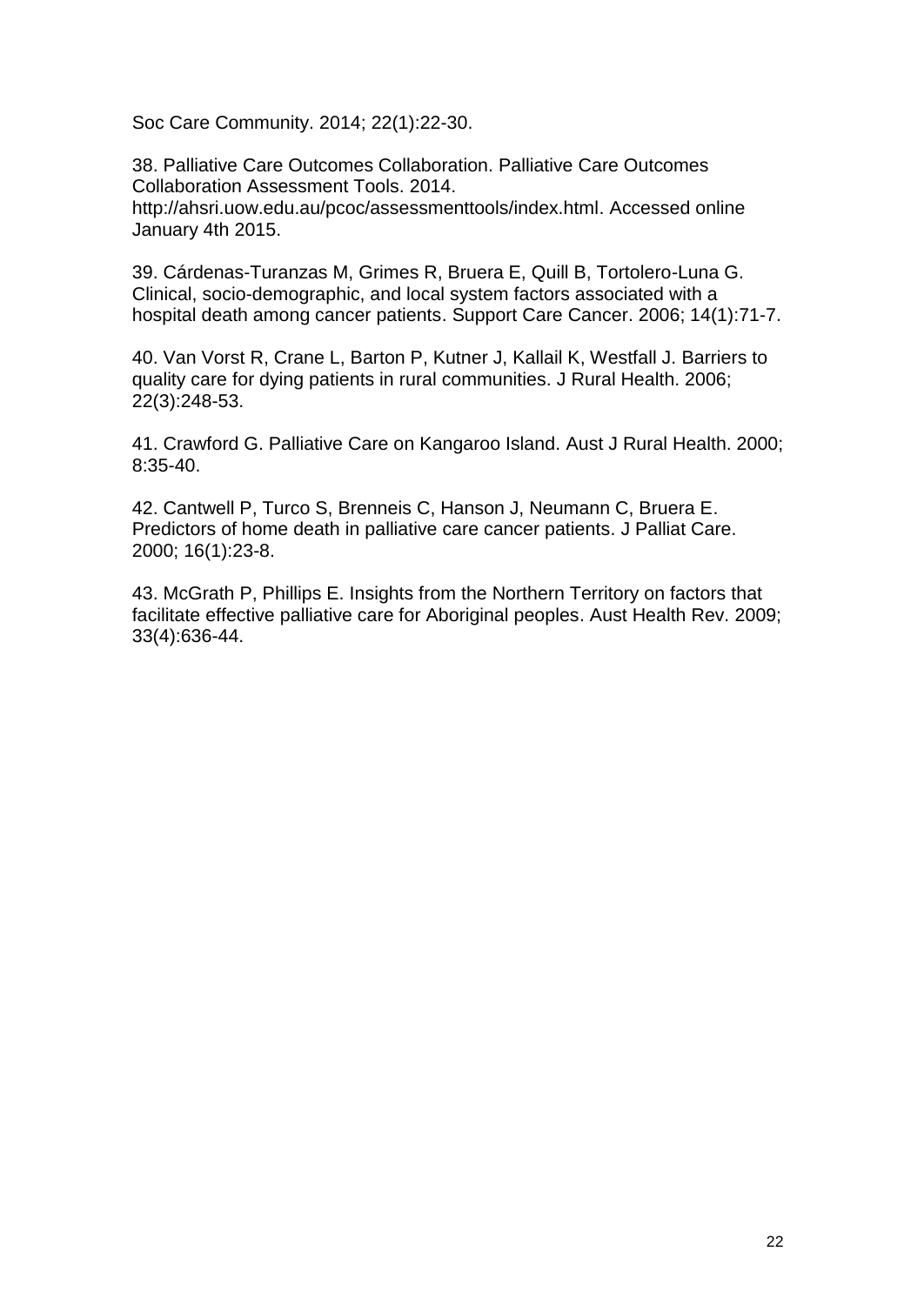Soc Care Community. 2014; 22(1):22-30.

38. Palliative Care Outcomes Collaboration. Palliative Care Outcomes Collaboration Assessment Tools. 2014. http://ahsri.uow.edu.au/pcoc/assessmenttools/index.html. Accessed online January 4th 2015.

39. Cárdenas-Turanzas M, Grimes R, Bruera E, Quill B, Tortolero-Luna G. Clinical, socio-demographic, and local system factors associated with a hospital death among cancer patients. Support Care Cancer. 2006; 14(1):71-7.

40. Van Vorst R, Crane L, Barton P, Kutner J, Kallail K, Westfall J. Barriers to quality care for dying patients in rural communities. J Rural Health. 2006; 22(3):248-53.

41. Crawford G. Palliative Care on Kangaroo Island. Aust J Rural Health. 2000; 8:35-40.

42. Cantwell P, Turco S, Brenneis C, Hanson J, Neumann C, Bruera E. Predictors of home death in palliative care cancer patients. J Palliat Care. 2000; 16(1):23-8.

43. McGrath P, Phillips E. Insights from the Northern Territory on factors that facilitate effective palliative care for Aboriginal peoples. Aust Health Rev. 2009; 33(4):636-44.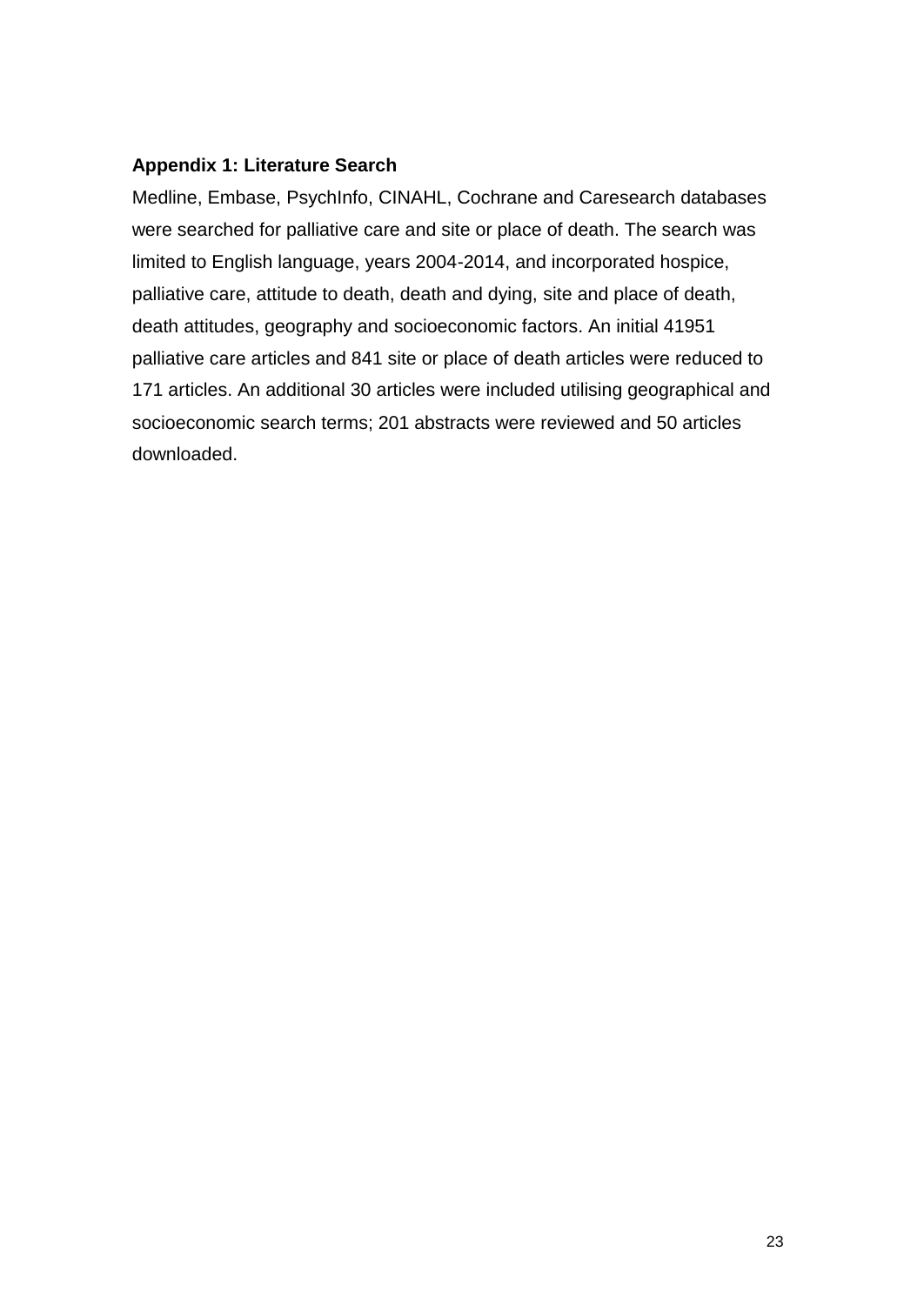**Appendix 1: Literature Search**

Medline, Embase, PsychInfo, CINAHL, Cochrane and Caresearch databases were searched for palliative care and site or place of death. The search was limited to English language, years 2004-2014, and incorporated hospice, palliative care, attitude to death, death and dying, site and place of death, death attitudes, geography and socioeconomic factors. An initial 41951 palliative care articles and 841 site or place of death articles were reduced to 171 articles. An additional 30 articles were included utilising geographical and socioeconomic search terms; 201 abstracts were reviewed and 50 articles downloaded.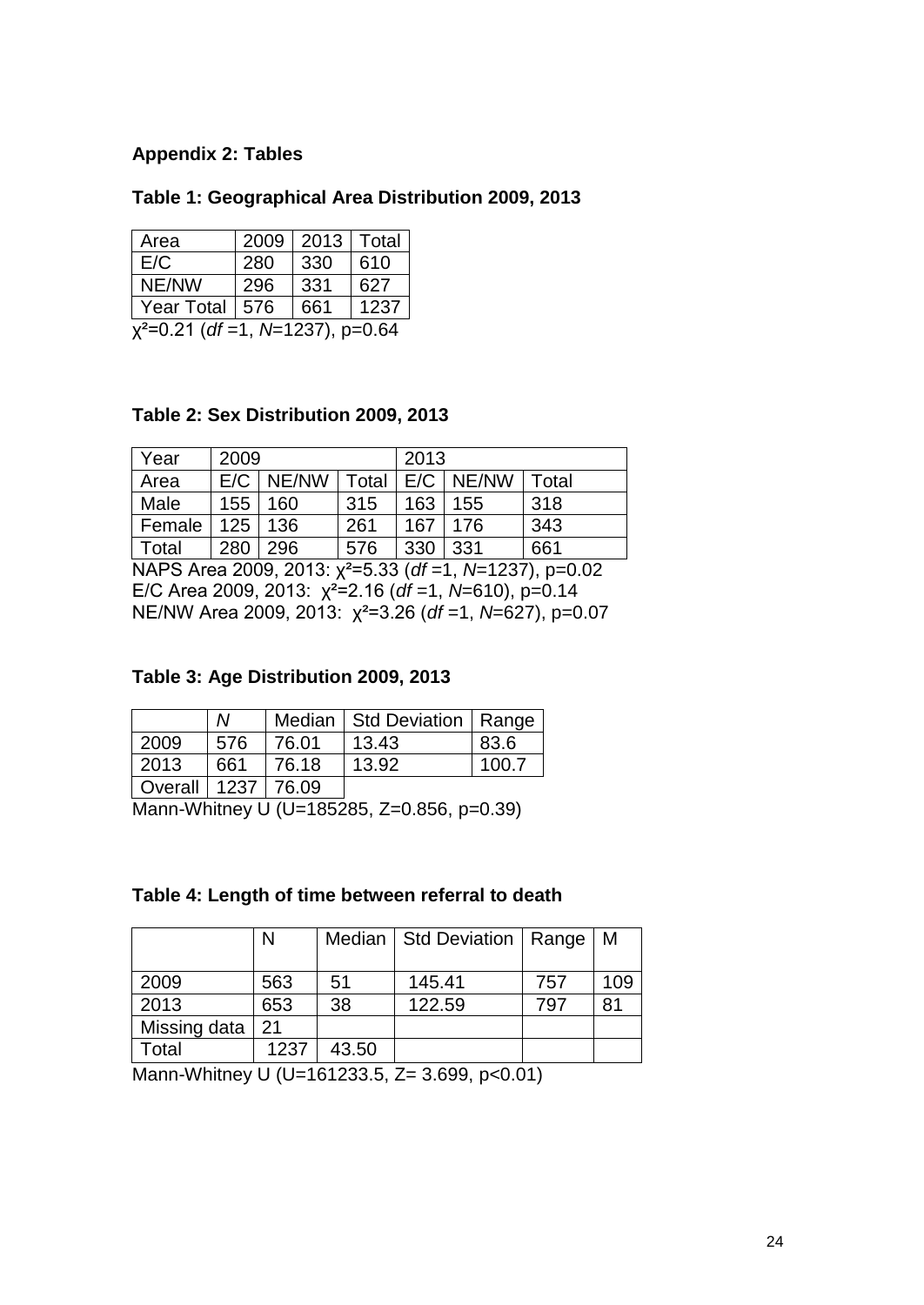**Appendix 2: Tables**

**Table 1: Geographical Area Distribution 2009, 2013**

| Area | 2009 | 2013 | Total |
|---|---|---|---|
| E/C | 280 | 330 | 610 |
| NE/NW | 296 | 331 | 627 |
| Year Total | 576 | 661 | 1237 |

$\chi^2$=0.21 (*df* =1, *N*=1237), p=0.64

**Table 2: Sex Distribution 2009, 2013**

| Year | 2009 | | | 2013 | | |
|---|---|---|---|---|---|---|
| Area | E/C | NE/NW | Total | E/C | NE/NW | Total |
| Male | 155 | 160 | 315 | 163 | 155 | 318 |
| Female | 125 | 136 | 261 | 167 | 176 | 343 |
| Total | 280 | 296 | 576 | 330 | 331 | 661 |

NAPS Area 2009, 2013: $\chi^2$=5.33 (*df* =1, *N*=1237), p=0.02
E/C Area 2009, 2013: $\chi^2$=2.16 (*df* =1, *N*=610), p=0.14
NE/NW Area 2009, 2013: $\chi^2$=3.26 (*df* =1, *N*=627), p=0.07

**Table 3: Age Distribution 2009, 2013**

| | *N* | Median | Std Deviation | Range |
|---|---|---|---|---|
| 2009 | 576 | 76.01 | 13.43 | 83.6 |
| 2013 | 661 | 76.18 | 13.92 | 100.7 |
| Overall | 1237 | 76.09 | | |

Mann-Whitney U (U=185285, Z=0.856, p=0.39)

**Table 4: Length of time between referral to death**

| | N | Median | Std Deviation | Range | M |
|---|---|---|---|---|---|
| 2009 | 563 | 51 | 145.41 | 757 | 109 |
| 2013 | 653 | 38 | 122.59 | 797 | 81 |
| Missing data | 21 | | | | |
| Total | 1237 | 43.50 | | | |

Mann-Whitney U (U=161233.5, Z= 3.699, p<0.01)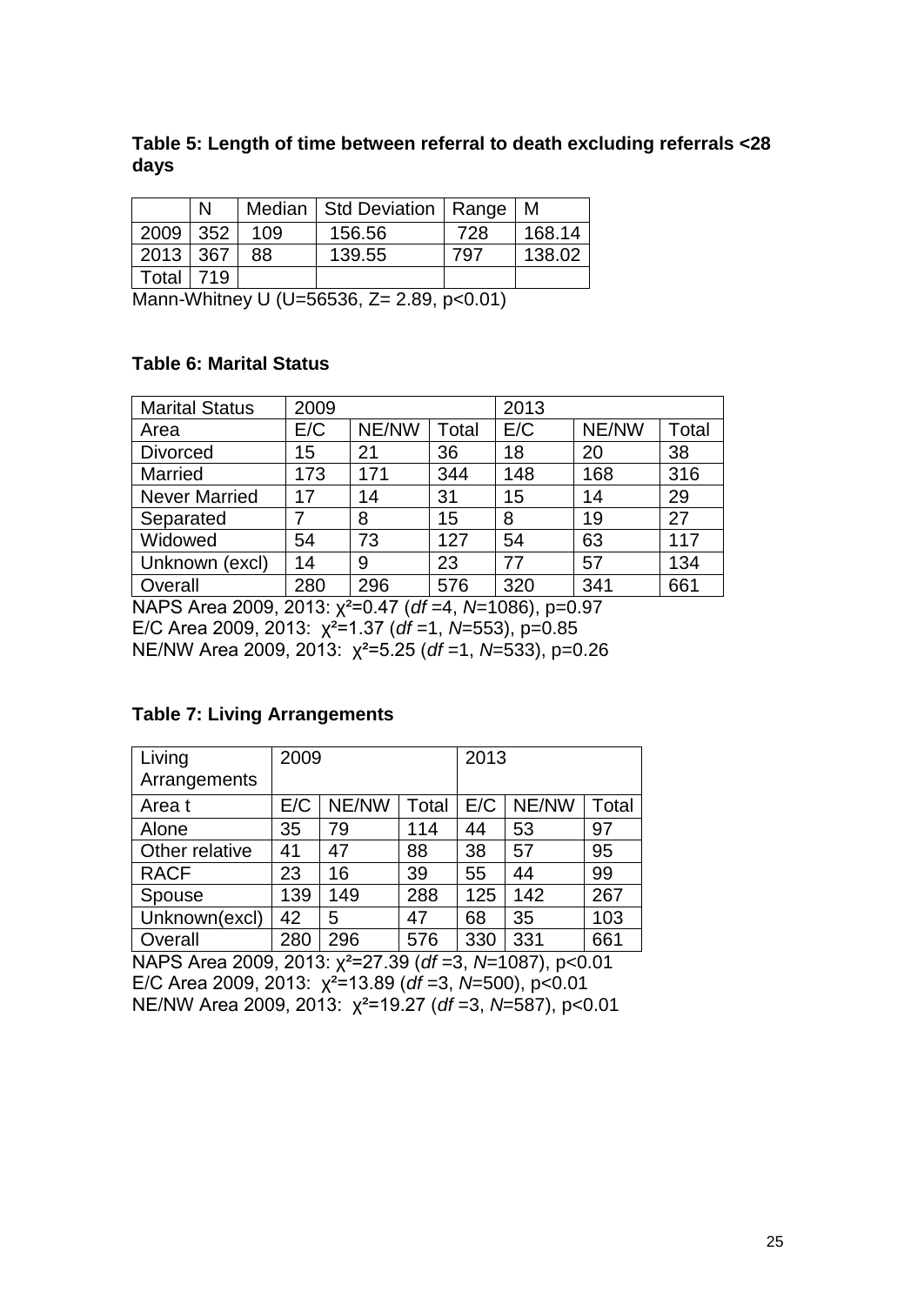**Table 5: Length of time between referral to death excluding referrals <28 days**

| | N | Median | Std Deviation | Range | M |
|---|---|---|---|---|---|
| 2009 | 352 | 109 | 156.56 | 728 | 168.14 |
| 2013 | 367 | 88 | 139.55 | 797 | 138.02 |
| Total | 719 | | | | |

Mann-Whitney U (U=56536, Z= 2.89, $p<0.01$)

**Table 6: Marital Status**

| Marital Status | 2009 | | | 2013 | | |
|---|---|---|---|---|---|---|
| Area | E/C | NE/NW | Total | E/C | NE/NW | Total |
| Divorced | 15 | 21 | 36 | 18 | 20 | 38 |
| Married | 173 | 171 | 344 | 148 | 168 | 316 |
| Never Married | 17 | 14 | 31 | 15 | 14 | 29 |
| Separated | 7 | 8 | 15 | 8 | 19 | 27 |
| Widowed | 54 | 73 | 127 | 54 | 63 | 117 |
| Unknown (excl) | 14 | 9 | 23 | 77 | 57 | 134 |
| Overall | 280 | 296 | 576 | 320 | 341 | 661 |

NAPS Area 2009, 2013: $\chi^2=0.47$ ($df=4$, $N=1086$), $p=0.97$
E/C Area 2009, 2013: $\chi^2=1.37$ ($df=1$, $N=553$), $p=0.85$
NE/NW Area 2009, 2013: $\chi^2=5.25$ ($df=1$, $N=533$), $p=0.26$

**Table 7: Living Arrangements**

| Living Arrangements | 2009 | | | 2013 | | |
|---|---|---|---|---|---|---|
| Area t | E/C | NE/NW | Total | E/C | NE/NW | Total |
| Alone | 35 | 79 | 114 | 44 | 53 | 97 |
| Other relative | 41 | 47 | 88 | 38 | 57 | 95 |
| RACF | 23 | 16 | 39 | 55 | 44 | 99 |
| Spouse | 139 | 149 | 288 | 125 | 142 | 267 |
| Unknown(excl) | 42 | 5 | 47 | 68 | 35 | 103 |
| Overall | 280 | 296 | 576 | 330 | 331 | 661 |

NAPS Area 2009, 2013: $\chi^2=27.39$ ($df=3$, $N=1087$), $p<0.01$
E/C Area 2009, 2013: $\chi^2=13.89$ ($df=3$, $N=500$), $p<0.01$
NE/NW Area 2009, 2013: $\chi^2=19.27$ ($df=3$, $N=587$), $p<0.01$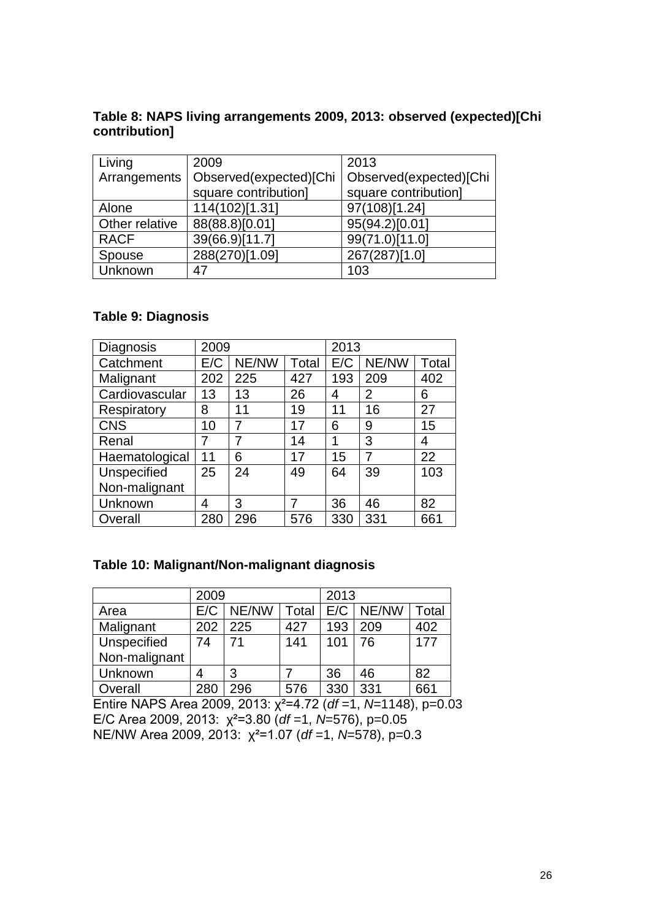**Table 8: NAPS living arrangements 2009, 2013: observed (expected)[Chi contribution]**

| Living Arrangements | 2009 Observed(expected)[Chi square contribution] | 2013 Observed(expected)[Chi square contribution] |
|---|---|---|
| Alone | 114(102)[1.31] | 97(108)[1.24] |
| Other relative | 88(88.8)[0.01] | 95(94.2)[0.01] |
| RACF | 39(66.9)[11.7] | 99(71.0)[11.0] |
| Spouse | 288(270)[1.09] | 267(287)[1.0] |
| Unknown | 47 | 103 |

**Table 9: Diagnosis**

| Diagnosis | 2009 | | | 2013 | | |
|---|---|---|---|---|---|---|
| Catchment | E/C | NE/NW | Total | E/C | NE/NW | Total |
| Malignant | 202 | 225 | 427 | 193 | 209 | 402 |
| Cardiovascular | 13 | 13 | 26 | 4 | 2 | 6 |
| Respiratory | 8 | 11 | 19 | 11 | 16 | 27 |
| CNS | 10 | 7 | 17 | 6 | 9 | 15 |
| Renal | 7 | 7 | 14 | 1 | 3 | 4 |
| Haematological | 11 | 6 | 17 | 15 | 7 | 22 |
| Unspecified Non-malignant | 25 | 24 | 49 | 64 | 39 | 103 |
| Unknown | 4 | 3 | 7 | 36 | 46 | 82 |
| Overall | 280 | 296 | 576 | 330 | 331 | 661 |

**Table 10: Malignant/Non-malignant diagnosis**

| | 2009 | | | 2013 | | |
|---|---|---|---|---|---|---|
| Area | E/C | NE/NW | Total | E/C | NE/NW | Total |
| Malignant | 202 | 225 | 427 | 193 | 209 | 402 |
| Unspecified Non-malignant | 74 | 71 | 141 | 101 | 76 | 177 |
| Unknown | 4 | 3 | 7 | 36 | 46 | 82 |
| Overall | 280 | 296 | 576 | 330 | 331 | 661 |

Entire NAPS Area 2009, 2013: $\chi^2=4.72$ ($df=1$, $N=1148$), p=0.03
E/C Area 2009, 2013: $\chi^2=3.80$ ($df=1$, $N=576$), p=0.05
NE/NW Area 2009, 2013: $\chi^2=1.07$ ($df=1$, $N=578$), p=0.3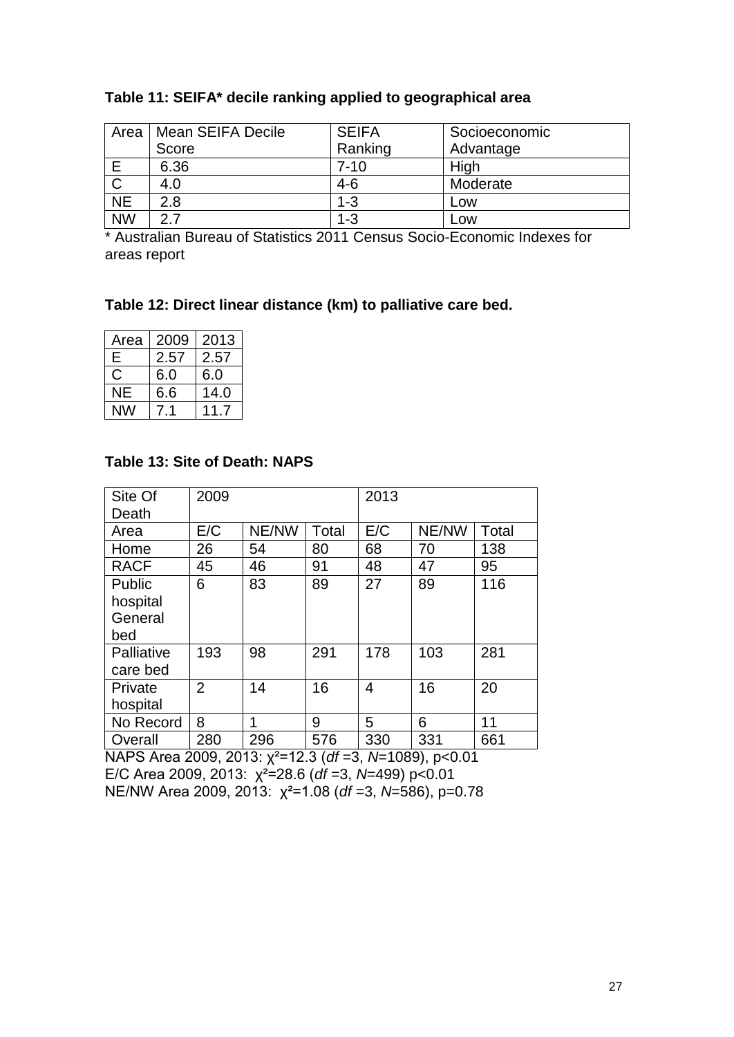**Table 11: SEIFA* decile ranking applied to geographical area**

| Area | Mean SEIFA Decile Score | SEIFA Ranking | Socioeconomic Advantage |
|---|---|---|---|
| E | 6.36 | 7-10 | High |
| C | 4.0 | 4-6 | Moderate |
| NE | 2.8 | 1-3 | Low |
| NW | 2.7 | 1-3 | Low |

* Australian Bureau of Statistics 2011 Census Socio-Economic Indexes for areas report

**Table 12: Direct linear distance (km) to palliative care bed.**

| Area | 2009 | 2013 |
|---|---|---|
| E | 2.57 | 2.57 |
| C | 6.0 | 6.0 |
| NE | 6.6 | 14.0 |
| NW | 7.1 | 11.7 |

**Table 13: Site of Death: NAPS**

| Site Of Death | 2009 | | | 2013 | | |
|---|---|---|---|---|---|---|
| Area | E/C | NE/NW | Total | E/C | NE/NW | Total |
| Home | 26 | 54 | 80 | 68 | 70 | 138 |
| RACF | 45 | 46 | 91 | 48 | 47 | 95 |
| Public hospital General bed | 6 | 83 | 89 | 27 | 89 | 116 |
| Palliative care bed | 193 | 98 | 291 | 178 | 103 | 281 |
| Private hospital | 2 | 14 | 16 | 4 | 16 | 20 |
| No Record | 8 | 1 | 9 | 5 | 6 | 11 |
| Overall | 280 | 296 | 576 | 330 | 331 | 661 |

NAPS Area 2009, 2013: $\chi^2=12.3$ ($df=3$, $N=1089$), $p<0.01$
E/C Area 2009, 2013: $\chi^2=28.6$ ($df=3$, $N=499$) $p<0.01$
NE/NW Area 2009, 2013: $\chi^2=1.08$ ($df=3$, $N=586$), $p=0.78$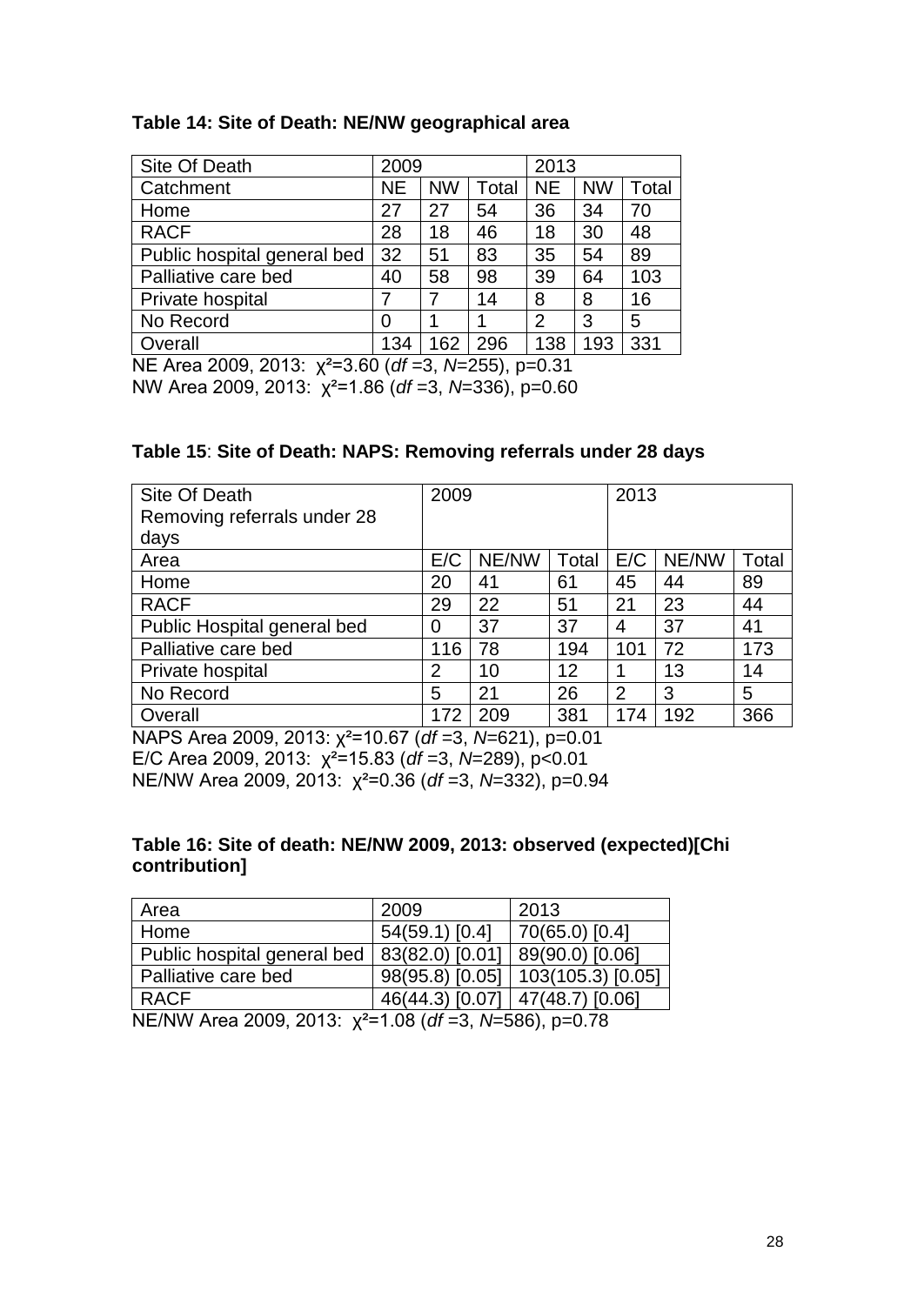**Table 14: Site of Death: NE/NW geographical area**

| Site Of Death | 2009 | | | 2013 | | |
|---|---|---|---|---|---|---|
| Catchment | NE | NW | Total | NE | NW | Total |
| Home | 27 | 27 | 54 | 36 | 34 | 70 |
| RACF | 28 | 18 | 46 | 18 | 30 | 48 |
| Public hospital general bed | 32 | 51 | 83 | 35 | 54 | 89 |
| Palliative care bed | 40 | 58 | 98 | 39 | 64 | 103 |
| Private hospital | 7 | 7 | 14 | 8 | 8 | 16 |
| No Record | 0 | 1 | 1 | 2 | 3 | 5 |
| Overall | 134 | 162 | 296 | 138 | 193 | 331 |

NE Area 2009, 2013: $\chi^2=3.60$ (*df* =3, *N*=255), p=0.31
NW Area 2009, 2013: $\chi^2=1.86$ (*df* =3, *N*=336), p=0.60

**Table 15**: **Site of Death: NAPS: Removing referrals under 28 days**

| Site Of Death Removing referrals under 28 days | 2009 | | | 2013 | | |
|---|---|---|---|---|---|---|
| Area | E/C | NE/NW | Total | E/C | NE/NW | Total |
| Home | 20 | 41 | 61 | 45 | 44 | 89 |
| RACF | 29 | 22 | 51 | 21 | 23 | 44 |
| Public Hospital general bed | 0 | 37 | 37 | 4 | 37 | 41 |
| Palliative care bed | 116 | 78 | 194 | 101 | 72 | 173 |
| Private hospital | 2 | 10 | 12 | 1 | 13 | 14 |
| No Record | 5 | 21 | 26 | 2 | 3 | 5 |
| Overall | 172 | 209 | 381 | 174 | 192 | 366 |

NAPS Area 2009, 2013: $\chi^2=10.67$ (*df* =3, *N*=621), p=0.01
E/C Area 2009, 2013: $\chi^2=15.83$ (*df* =3, *N*=289), p<0.01
NE/NW Area 2009, 2013: $\chi^2=0.36$ (*df* =3, *N*=332), p=0.94

**Table 16: Site of death: NE/NW 2009, 2013: observed (expected)[Chi contribution]**

| Area | 2009 | 2013 |
|---|---|---|
| Home | 54(59.1) [0.4] | 70(65.0) [0.4] |
| Public hospital general bed | 83(82.0) [0.01] | 89(90.0) [0.06] |
| Palliative care bed | 98(95.8) [0.05] | 103(105.3) [0.05] |
| RACF | 46(44.3) [0.07] | 47(48.7) [0.06] |

NE/NW Area 2009, 2013: $\chi^2=1.08$ (*df* =3, *N*=586), p=0.78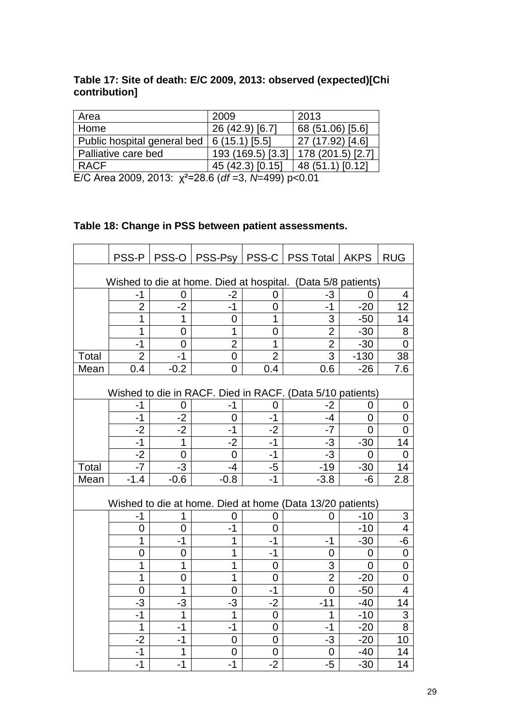**Table 17: Site of death: E/C 2009, 2013: observed (expected)[Chi contribution]**

| Area | 2009 | 2013 |
|---|---|---|
| Home | 26 (42.9) [6.7] | 68 (51.06) [5.6] |
| Public hospital general bed | 6 (15.1) [5.5] | 27 (17.92) [4.6] |
| Palliative care bed | 193 (169.5) [3.3] | 178 (201.5) [2.7] |
| RACF | 45 (42.3) [0.15] | 48 (51.1) [0.12] |

E/C Area 2009, 2013: $\chi^2$=28.6 (*df* =3, *N*=499) $p<0.01$

**Table 18: Change in PSS between patient assessments.**

| | PSS-P | PSS-O | PSS-Psy | PSS-C | PSS Total | AKPS | RUG |
|---|---|---|---|---|---|---|---|
| Wished to die at home. Died at hospital. (Data 5/8 patients) | | | | | | | |
| | -1 | 0 | -2 | 0 | -3 | 0 | 4 |
| | 2 | -2 | -1 | 0 | -1 | -20 | 12 |
| | 1 | 1 | 0 | 1 | 3 | -50 | 14 |
| | 1 | 0 | 1 | 0 | 2 | -30 | 8 |
| | -1 | 0 | 2 | 1 | 2 | -30 | 0 |
| Total | 2 | -1 | 0 | 2 | 3 | -130 | 38 |
| Mean | 0.4 | -0.2 | 0 | 0.4 | 0.6 | -26 | 7.6 |
| Wished to die in RACF. Died in RACF. (Data 5/10 patients) | | | | | | | |
| | -1 | 0 | -1 | 0 | -2 | 0 | 0 |
| | -1 | -2 | 0 | -1 | -4 | 0 | 0 |
| | -2 | -2 | -1 | -2 | -7 | 0 | 0 |
| | -1 | 1 | -2 | -1 | -3 | -30 | 14 |
| | -2 | 0 | 0 | -1 | -3 | 0 | 0 |
| Total | -7 | -3 | -4 | -5 | -19 | -30 | 14 |
| Mean | -1.4 | -0.6 | -0.8 | -1 | -3.8 | -6 | 2.8 |
| Wished to die at home. Died at home (Data 13/20 patients) | | | | | | | |
| | -1 | 1 | 0 | 0 | 0 | -10 | 3 |
| | 0 | 0 | -1 | 0 | | -10 | 4 |
| | 1 | -1 | 1 | -1 | -1 | -30 | -6 |
| | 0 | 0 | 1 | -1 | 0 | 0 | 0 |
| | 1 | 1 | 1 | 0 | 3 | 0 | 0 |
| | 1 | 0 | 1 | 0 | 2 | -20 | 0 |
| | 0 | 1 | 0 | -1 | 0 | -50 | 4 |
| | -3 | -3 | -3 | -2 | -11 | -40 | 14 |
| | -1 | 1 | 1 | 0 | 1 | -10 | 3 |
| | 1 | -1 | -1 | 0 | -1 | -20 | 8 |
| | -2 | -1 | 0 | 0 | -3 | -20 | 10 |
| | -1 | 1 | 0 | 0 | 0 | -40 | 14 |
| | -1 | -1 | -1 | -2 | -5 | -30 | 14 |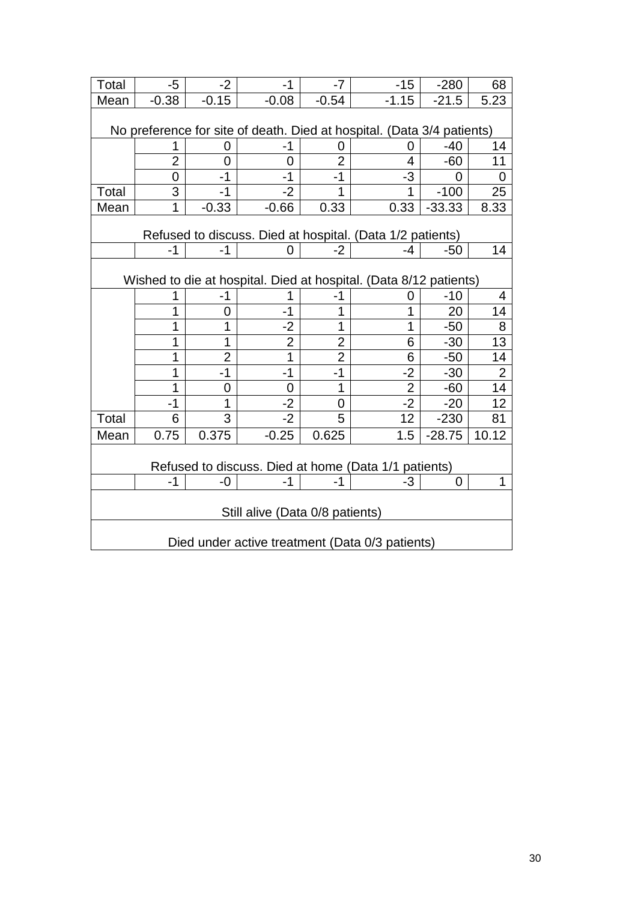| | | | | | | | |
|---|---|---|---|---|---|---|---|
| Total | -5 | -2 | -1 | -7 | -15 | -280 | 68 |
| Mean | -0.38 | -0.15 | -0.08 | -0.54 | -1.15 | -21.5 | 5.23 |
| No preference for site of death. Died at hospital. (Data 3/4 patients) | | | | | | | |
| | 1 | 0 | -1 | 0 | 0 | -40 | 14 |
| | 2 | 0 | 0 | 2 | 4 | -60 | 11 |
| | 0 | -1 | -1 | -1 | -3 | 0 | 0 |
| Total | 3 | -1 | -2 | 1 | 1 | -100 | 25 |
| Mean | 1 | -0.33 | -0.66 | 0.33 | 0.33 | -33.33 | 8.33 |
| Refused to discuss. Died at hospital. (Data 1/2 patients) | | | | | | | |
| | -1 | -1 | 0 | -2 | -4 | -50 | 14 |
| Wished to die at hospital. Died at hospital. (Data 8/12 patients) | | | | | | | |
| | 1 | -1 | 1 | -1 | 0 | -10 | 4 |
| | 1 | 0 | -1 | 1 | 1 | 20 | 14 |
| | 1 | 1 | -2 | 1 | 1 | -50 | 8 |
| | 1 | 1 | 2 | 2 | 6 | -30 | 13 |
| | 1 | 2 | 1 | 2 | 6 | -50 | 14 |
| | 1 | -1 | -1 | -1 | -2 | -30 | 2 |
| | 1 | 0 | 0 | 1 | 2 | -60 | 14 |
| | -1 | 1 | -2 | 0 | -2 | -20 | 12 |
| Total | 6 | 3 | -2 | 5 | 12 | -230 | 81 |
| Mean | 0.75 | 0.375 | -0.25 | 0.625 | 1.5 | -28.75 | 10.12 |
| Refused to discuss. Died at home (Data 1/1 patients) | | | | | | | |
| | -1 | -0 | -1 | -1 | -3 | 0 | 1 |
| Still alive (Data 0/8 patients) | | | | | | | |
| Died under active treatment (Data 0/3 patients) | | | | | | | |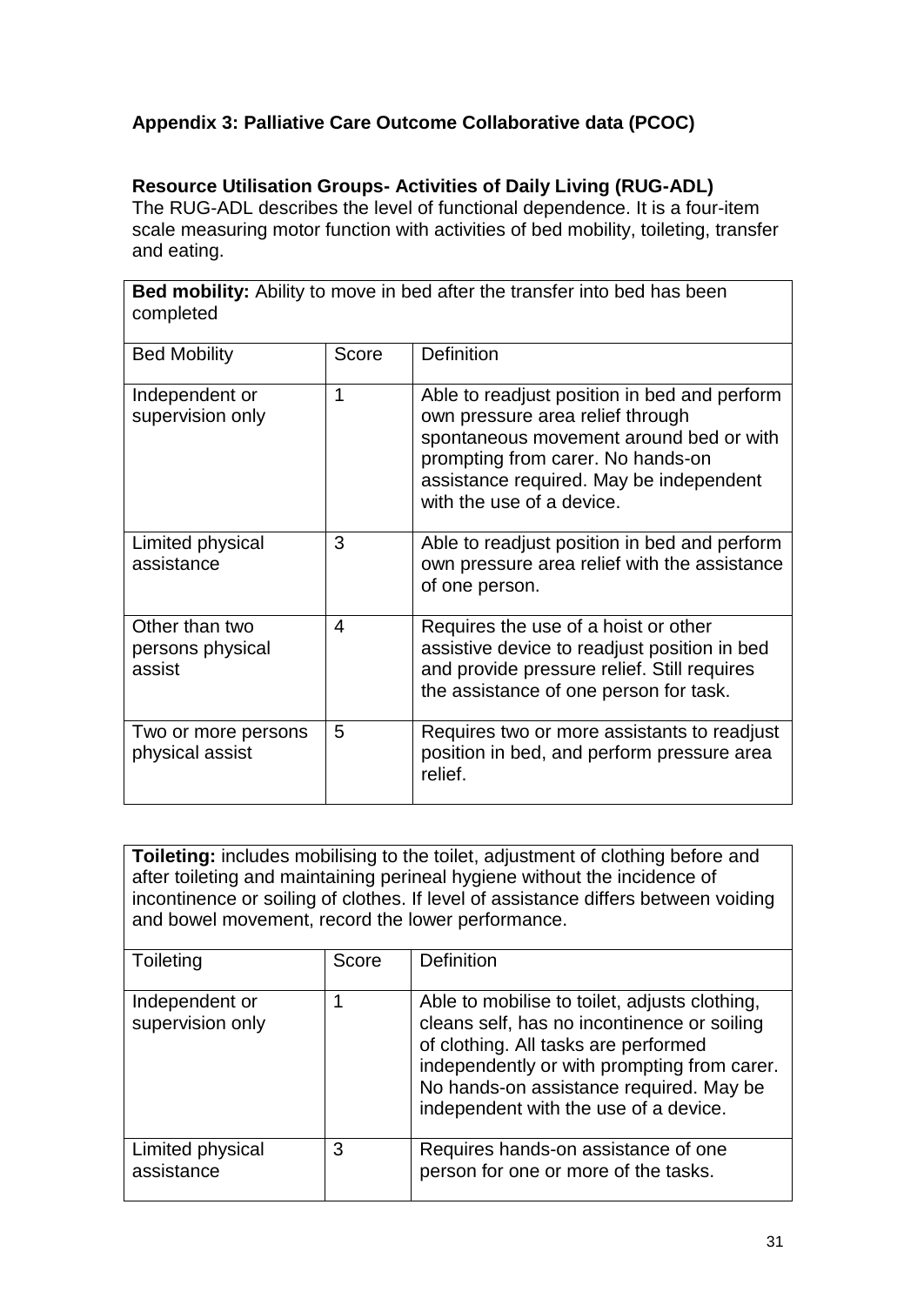## Appendix 3: Palliative Care Outcome Collaborative data (PCOC)

### Resource Utilisation Groups- Activities of Daily Living (RUG-ADL)

The RUG-ADL describes the level of functional dependence. It is a four-item scale measuring motor function with activities of bed mobility, toileting, transfer and eating.

**Bed mobility:** Ability to move in bed after the transfer into bed has been completed

| Bed Mobility | Score | Definition |
|---|---|---|
| Independent or supervision only | 1 | Able to readjust position in bed and perform own pressure area relief through spontaneous movement around bed or with prompting from carer. No hands-on assistance required. May be independent with the use of a device. |
| Limited physical assistance | 3 | Able to readjust position in bed and perform own pressure area relief with the assistance of one person. |
| Other than two persons physical assist | 4 | Requires the use of a hoist or other assistive device to readjust position in bed and provide pressure relief. Still requires the assistance of one person for task. |
| Two or more persons physical assist | 5 | Requires two or more assistants to readjust position in bed, and perform pressure area relief. |

**Toileting:** includes mobilising to the toilet, adjustment of clothing before and after toileting and maintaining perineal hygiene without the incidence of incontinence or soiling of clothes. If level of assistance differs between voiding and bowel movement, record the lower performance.

| Toileting | Score | Definition |
|---|---|---|
| Independent or supervision only | 1 | Able to mobilise to toilet, adjusts clothing, cleans self, has no incontinence or soiling of clothing. All tasks are performed independently or with prompting from carer. No hands-on assistance required. May be independent with the use of a device. |
| Limited physical assistance | 3 | Requires hands-on assistance of one person for one or more of the tasks. |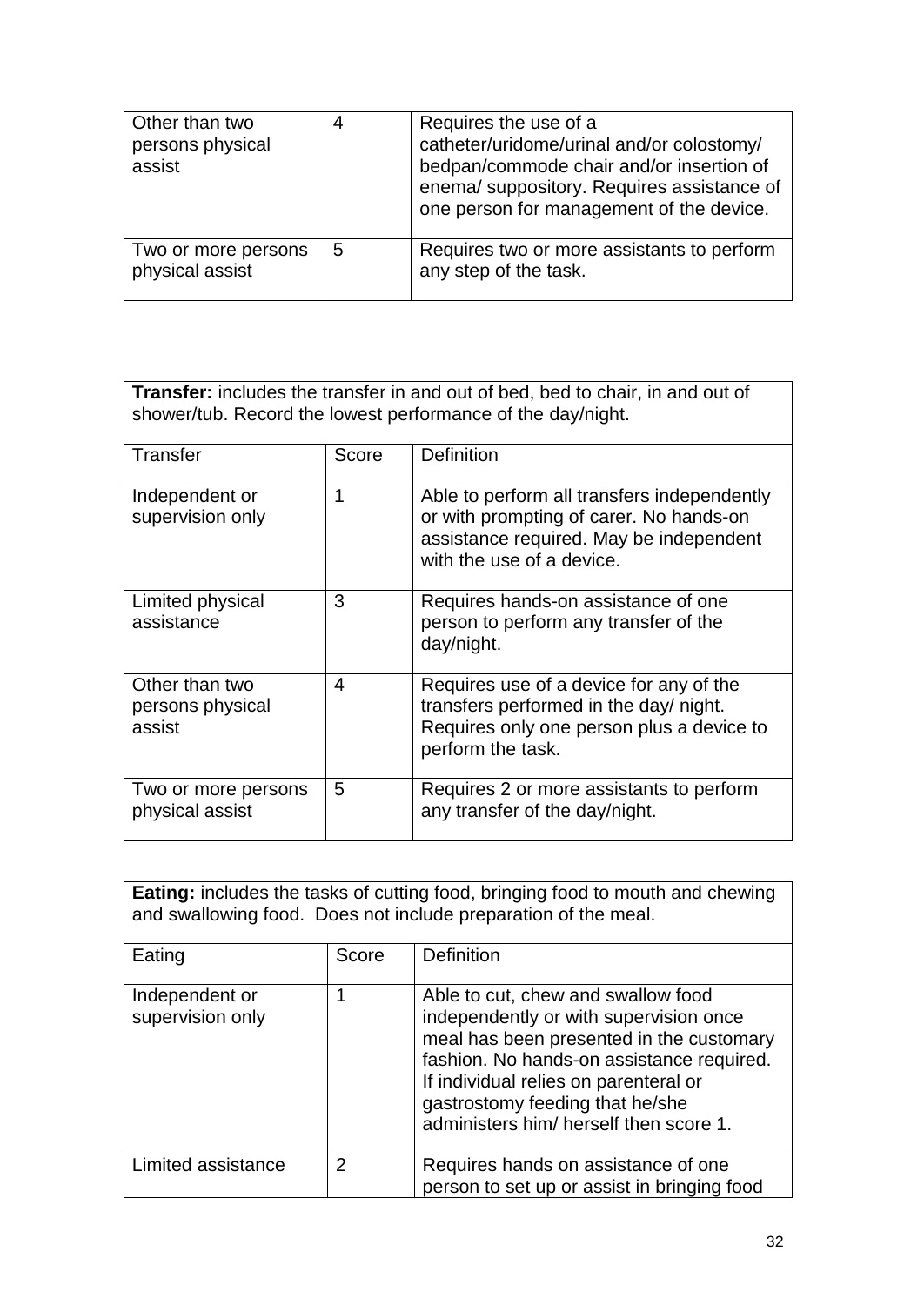| | | |
|---|---|---|
| Other than two persons physical assist | 4 | Requires the use of a catheter/uridome/urinal and/or colostomy/ bedpan/commode chair and/or insertion of enema/ suppository. Requires assistance of one person for management of the device. |
| Two or more persons physical assist | 5 | Requires two or more assistants to perform any step of the task. |

| **Transfer:** includes the transfer in and out of bed, bed to chair, in and out of shower/tub. Record the lowest performance of the day/night. | | |
|---|---|---|
| Transfer | Score | Definition |
| Independent or supervision only | 1 | Able to perform all transfers independently or with prompting of carer. No hands-on assistance required. May be independent with the use of a device. |
| Limited physical assistance | 3 | Requires hands-on assistance of one person to perform any transfer of the day/night. |
| Other than two persons physical assist | 4 | Requires use of a device for any of the transfers performed in the day/ night. Requires only one person plus a device to perform the task. |
| Two or more persons physical assist | 5 | Requires 2 or more assistants to perform any transfer of the day/night. |

| **Eating:** includes the tasks of cutting food, bringing food to mouth and chewing and swallowing food. Does not include preparation of the meal. | | |
|---|---|---|
| Eating | Score | Definition |
| Independent or supervision only | 1 | Able to cut, chew and swallow food independently or with supervision once meal has been presented in the customary fashion. No hands-on assistance required. If individual relies on parenteral or gastrostomy feeding that he/she administers him/ herself then score 1. |
| Limited assistance | 2 | Requires hands on assistance of one person to set up or assist in bringing food |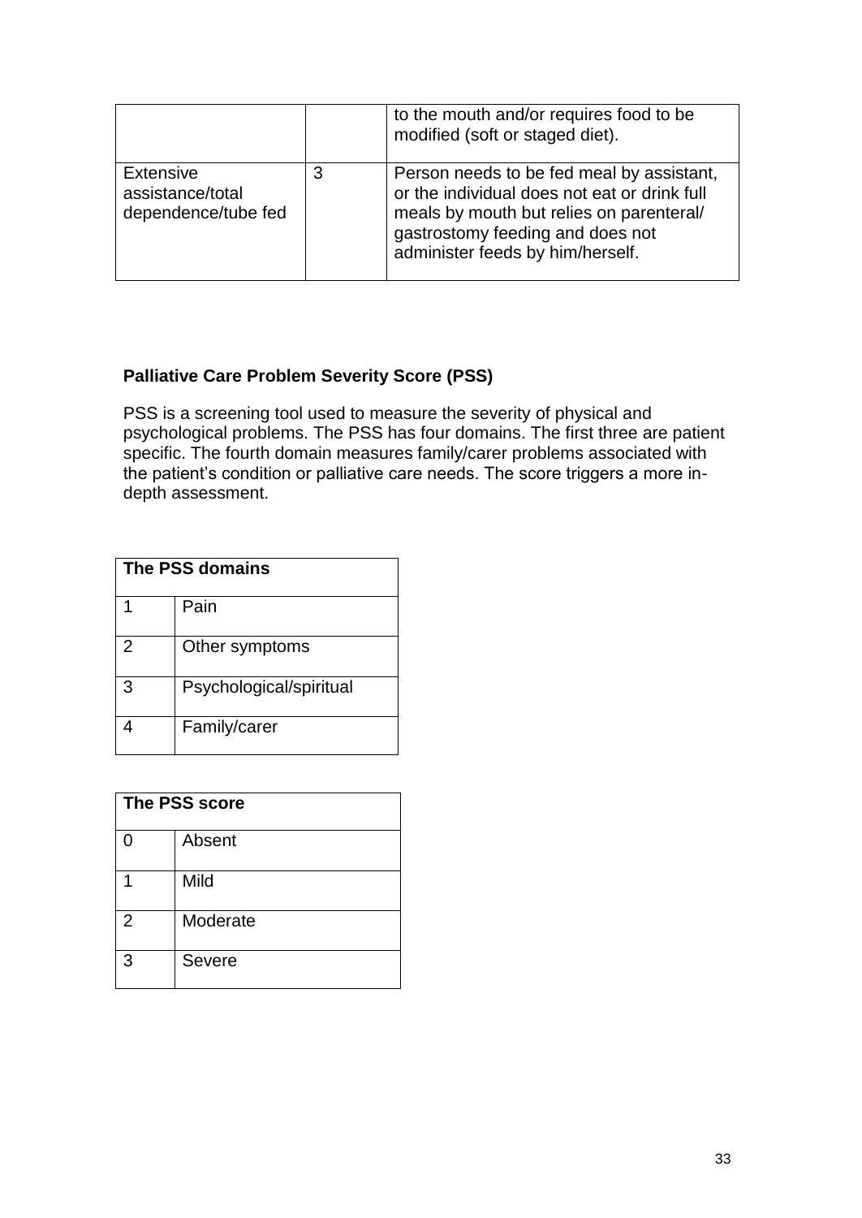|  |  | to the mouth and/or requires food to be modified (soft or staged diet). |
| --- | --- | --- |
| Extensive assistance/total dependence/tube fed | 3 | Person needs to be fed meal by assistant, or the individual does not eat or drink full meals by mouth but relies on parenteral/ gastrostomy feeding and does not administer feeds by him/herself. |

**Palliative Care Problem Severity Score (PSS)**

PSS is a screening tool used to measure the severity of physical and psychological problems. The PSS has four domains. The first three are patient specific. The fourth domain measures family/carer problems associated with the patient's condition or palliative care needs. The score triggers a more in-depth assessment.

| **The PSS domains** | |
| --- | --- |
| 1 | Pain |
| 2 | Other symptoms |
| 3 | Psychological/spiritual |
| 4 | Family/carer |

| **The PSS score** | |
| --- | --- |
| 0 | Absent |
| 1 | Mild |
| 2 | Moderate |
| 3 | Severe |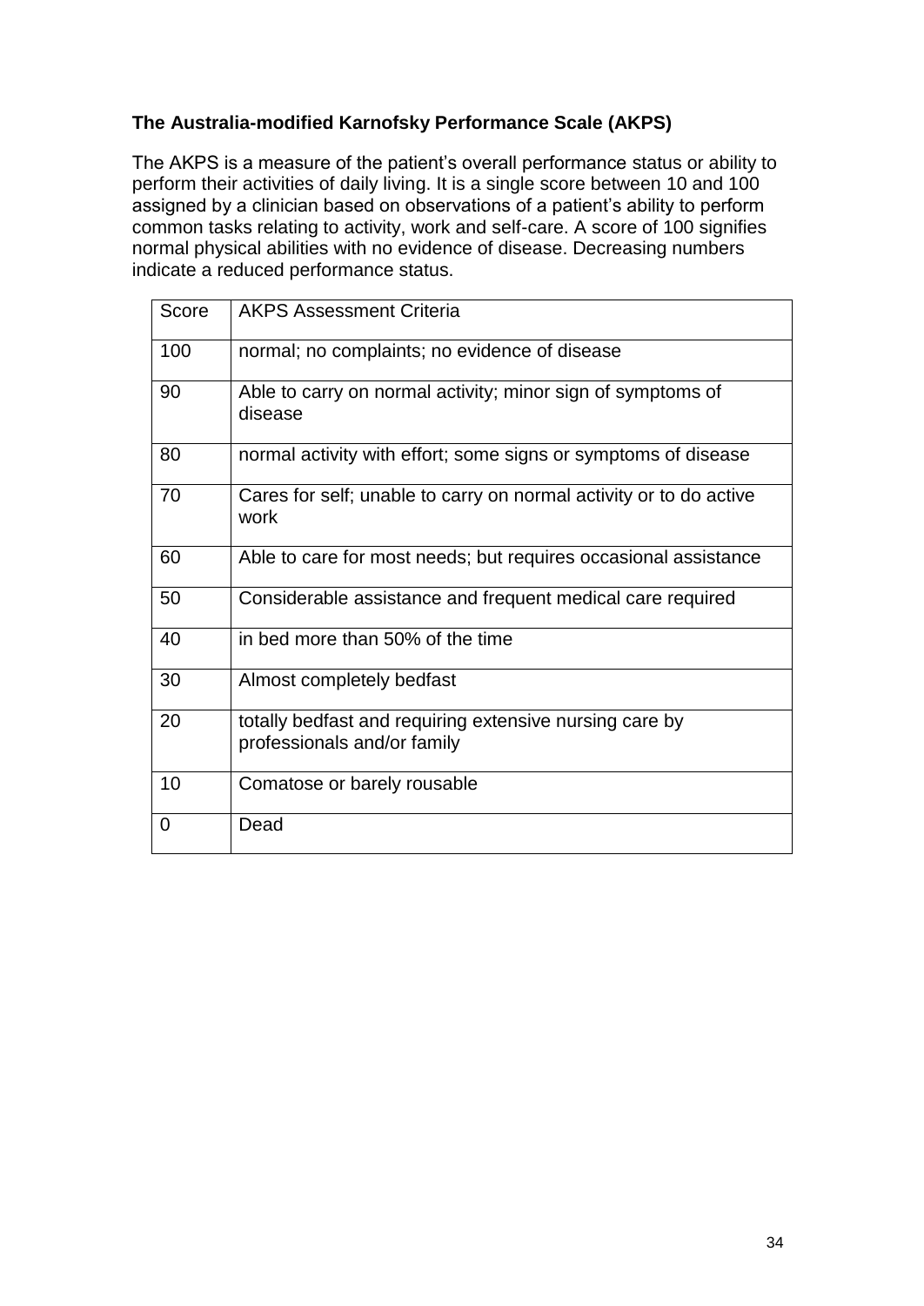**The Australia-modified Karnofsky Performance Scale (AKPS)**

The AKPS is a measure of the patient's overall performance status or ability to perform their activities of daily living. It is a single score between 10 and 100 assigned by a clinician based on observations of a patient's ability to perform common tasks relating to activity, work and self-care. A score of 100 signifies normal physical abilities with no evidence of disease. Decreasing numbers indicate a reduced performance status.

| Score | AKPS Assessment Criteria |
|---|---|
| 100 | normal; no complaints; no evidence of disease |
| 90 | Able to carry on normal activity; minor sign of symptoms of disease |
| 80 | normal activity with effort; some signs or symptoms of disease |
| 70 | Cares for self; unable to carry on normal activity or to do active work |
| 60 | Able to care for most needs; but requires occasional assistance |
| 50 | Considerable assistance and frequent medical care required |
| 40 | in bed more than 50% of the time |
| 30 | Almost completely bedfast |
| 20 | totally bedfast and requiring extensive nursing care by professionals and/or family |
| 10 | Comatose or barely rousable |
| 0 | Dead |